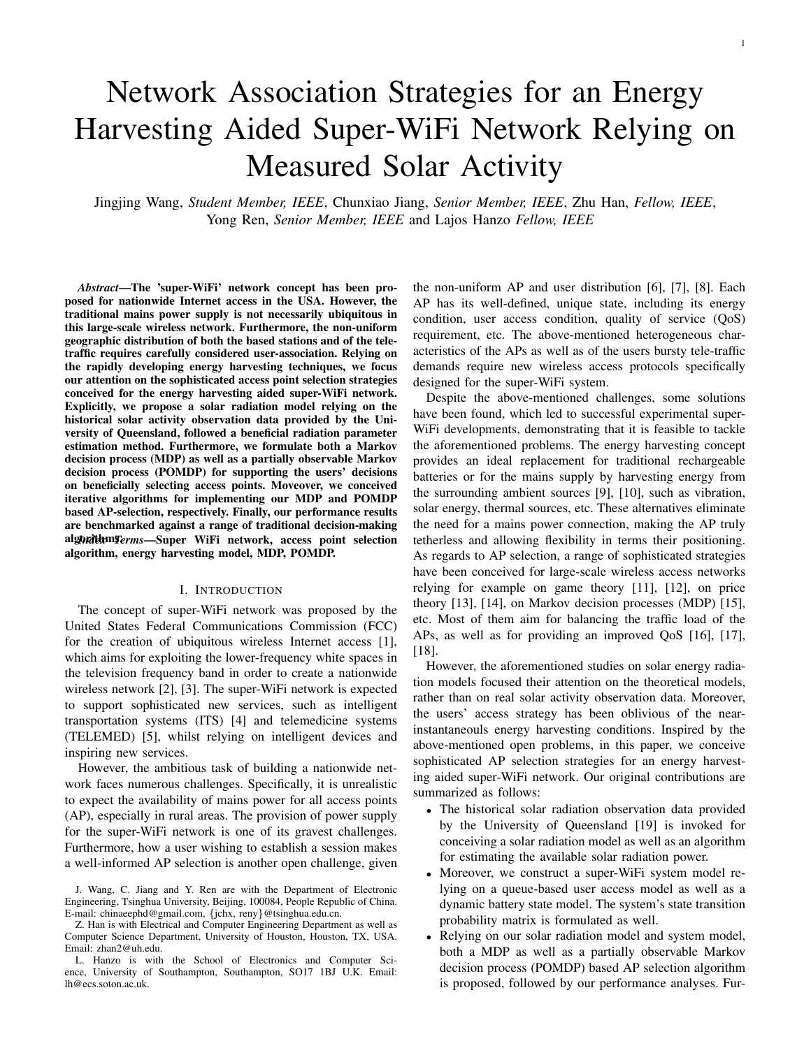# Network Association Strategies for an Energy Harvesting Aided Super-WiFi Network Relying on Measured Solar Activity

Jingjing Wang, *Student Member, IEEE*, Chunxiao Jiang, *Senior Member, IEEE*, Zhu Han, *Fellow, IEEE*, Yong Ren, *Senior Member, IEEE* and Lajos Hanzo *Fellow, IEEE*

***Abstract*—The 'super-WiFi' network concept has been proposed for nationwide Internet access in the USA. However, the traditional mains power supply is not necessarily ubiquitous in this large-scale wireless network. Furthermore, the non-uniform geographic distribution of both the based stations and of the tele-traffic requires carefully considered user-association. Relying on the rapidly developing energy harvesting techniques, we focus our attention on the sophisticated access point selection strategies conceived for the energy harvesting aided super-WiFi network. Explicitly, we propose a solar radiation model relying on the historical solar activity observation data provided by the University of Queensland, followed a beneficial radiation parameter estimation method. Furthermore, we formulate both a Markov decision process (MDP) as well as a partially observable Markov decision process (POMDP) for supporting the users' decisions on beneficially selecting access points. Moveover, we conceived iterative algorithms for implementing our MDP and POMDP based AP-selection, respectively. Finally, our performance results are benchmarked against a range of traditional decision-making algorithms.**

***Index Terms*—Super WiFi network, access point selection algorithm, energy harvesting model, MDP, POMDP.**

## I. Introduction

The concept of super-WiFi network was proposed by the United States Federal Communications Commission (FCC) for the creation of ubiquitous wireless Internet access [1], which aims for exploiting the lower-frequency white spaces in the television frequency band in order to create a nationwide wireless network [2], [3]. The super-WiFi network is expected to support sophisticated new services, such as intelligent transportation systems (ITS) [4] and telemedicine systems (TELEMED) [5], whilst relying on intelligent devices and inspiring new services.

However, the ambitious task of building a nationwide network faces numerous challenges. Specifically, it is unrealistic to expect the availability of mains power for all access points (AP), especially in rural areas. The provision of power supply for the super-WiFi network is one of its gravest challenges. Furthermore, how a user wishing to establish a session makes a well-informed AP selection is another open challenge, given the non-uniform AP and user distribution [6], [7], [8]. Each AP has its well-defined, unique state, including its energy condition, user access condition, quality of service (QoS) requirement, etc. The above-mentioned heterogeneous characteristics of the APs as well as of the users bursty tele-traffic demands require new wireless access protocols specifically designed for the super-WiFi system.

Despite the above-mentioned challenges, some solutions have been found, which led to successful experimental super-WiFi developments, demonstrating that it is feasible to tackle the aforementioned problems. The energy harvesting concept provides an ideal replacement for traditional rechargeable batteries or for the mains supply by harvesting energy from the surrounding ambient sources [9], [10], such as vibration, solar energy, thermal sources, etc. These alternatives eliminate the need for a mains power connection, making the AP truly tetherless and allowing flexibility in terms their positioning. As regards to AP selection, a range of sophisticated strategies have been conceived for large-scale wireless access networks relying for example on game theory [11], [12], on price theory [13], [14], on Markov decision processes (MDP) [15], etc. Most of them aim for balancing the traffic load of the APs, as well as for providing an improved QoS [16], [17], [18].

However, the aforementioned studies on solar energy radiation models focused their attention on the theoretical models, rather than on real solar activity observation data. Moreover, the users' access strategy has been oblivious of the near-instantaneous energy harvesting conditions. Inspired by the above-mentioned open problems, in this paper, we conceive sophisticated AP selection strategies for an energy harvesting aided super-WiFi network. Our original contributions are summarized as follows:

- The historical solar radiation observation data provided by the University of Queensland [19] is invoked for conceiving a solar radiation model as well as an algorithm for estimating the available solar radiation power.
- Moreover, we construct a super-WiFi system model relying on a queue-based user access model as well as a dynamic battery state model. The system's state transition probability matrix is formulated as well.
- Relying on our solar radiation model and system model, both a MDP as well as a partially observable Markov decision process (POMDP) based AP selection algorithm is proposed, followed by our performance analyses. Fur-

J. Wang, C. Jiang and Y. Ren are with the Department of Electronic Engineering, Tsinghua University, Beijing, 100084, People Republic of China. E-mail: chinaeephd@gmail.com, {jchx, reny}@tsinghua.edu.cn.

Z. Han is with Electrical and Computer Engineering Department as well as Computer Science Department, University of Houston, Houston, TX, USA. Email: zhan2@uh.edu.

L. Hanzo is with the School of Electronics and Computer Science, University of Southampton, Southampton, SO17 1BJ U.K. Email: lh@ecs.soton.ac.uk.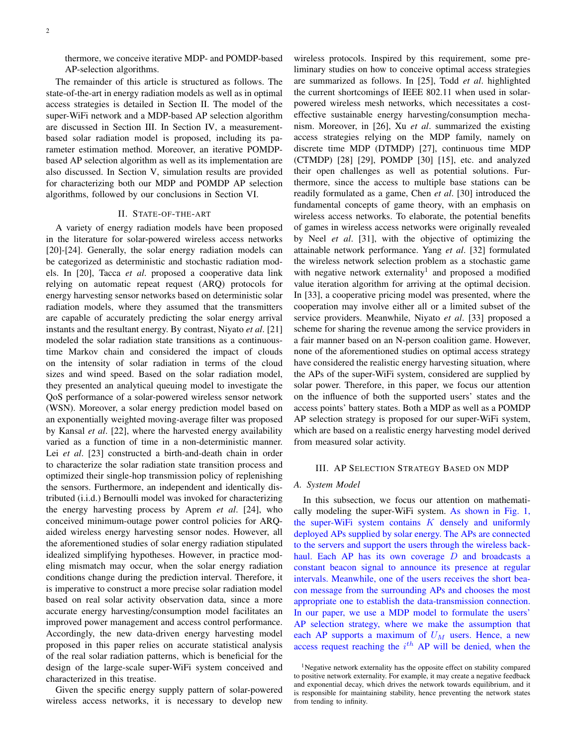thermore, we conceive iterative MDP- and POMDP-based AP-selection algorithms.

The remainder of this article is structured as follows. The state-of-the-art in energy radiation models as well as in optimal access strategies is detailed in Section II. The model of the super-WiFi network and a MDP-based AP selection algorithm are discussed in Section III. In Section IV, a measurement-based solar radiation model is proposed, including its parameter estimation method. Moreover, an iterative POMDP-based AP selection algorithm as well as its implementation are also discussed. In Section V, simulation results are provided for characterizing both our MDP and POMDP AP selection algorithms, followed by our conclusions in Section VI.

## II. State-of-the-art

A variety of energy radiation models have been proposed in the literature for solar-powered wireless access networks [20]-[24]. Generally, the solar energy radiation models can be categorized as deterministic and stochastic radiation models. In [20], Tacca *et al*. proposed a cooperative data link relying on automatic repeat request (ARQ) protocols for energy harvesting sensor networks based on deterministic solar radiation models, where they assumed that the transmitters are capable of accurately predicting the solar energy arrival instants and the resultant energy. By contrast, Niyato *et al*. [21] modeled the solar radiation state transitions as a continuous-time Markov chain and considered the impact of clouds on the intensity of solar radiation in terms of the cloud sizes and wind speed. Based on the solar radiation model, they presented an analytical queuing model to investigate the QoS performance of a solar-powered wireless sensor network (WSN). Moreover, a solar energy prediction model based on an exponentially weighted moving-average filter was proposed by Kansal *et al*. [22], where the harvested energy availability varied as a function of time in a non-deterministic manner. Lei *et al*. [23] constructed a birth-and-death chain in order to characterize the solar radiation state transition process and optimized their single-hop transmission policy of replenishing the sensors. Furthermore, an independent and identically distributed (i.i.d.) Bernoulli model was invoked for characterizing the energy harvesting process by Aprem *et al*. [24], who conceived minimum-outage power control policies for ARQ-aided wireless energy harvesting sensor nodes. However, all the aforementioned studies of solar energy radiation stipulated idealized simplifying hypotheses. However, in practice modeling mismatch may occur, when the solar energy radiation conditions change during the prediction interval. Therefore, it is imperative to construct a more precise solar radiation model based on real solar activity observation data, since a more accurate energy harvesting/consumption model facilitates an improved power management and access control performance. Accordingly, the new data-driven energy harvesting model proposed in this paper relies on accurate statistical analysis of the real solar radiation patterns, which is beneficial for the design of the large-scale super-WiFi system conceived and characterized in this treatise.

Given the specific energy supply pattern of solar-powered wireless access networks, it is necessary to develop new wireless protocols. Inspired by this requirement, some preliminary studies on how to conceive optimal access strategies are summarized as follows. In [25], Todd *et al*. highlighted the current shortcomings of IEEE 802.11 when used in solar-powered wireless mesh networks, which necessitates a cost-effective sustainable energy harvesting/consumption mechanism. Moreover, in [26], Xu *et al*. summarized the existing access strategies relying on the MDP family, namely on discrete time MDP (DTMDP) [27], continuous time MDP (CTMDP) [28] [29], POMDP [30] [15], etc. and analyzed their open challenges as well as potential solutions. Furthermore, since the access to multiple base stations can be readily formulated as a game, Chen *et al*. [30] introduced the fundamental concepts of game theory, with an emphasis on wireless access networks. To elaborate, the potential benefits of games in wireless access networks were originally revealed by Neel *et al*. [31], with the objective of optimizing the attainable network performance. Yang *et al*. [32] formulated the wireless network selection problem as a stochastic game with negative network externality[1] and proposed a modified value iteration algorithm for arriving at the optimal decision. In [33], a cooperative pricing model was presented, where the cooperation may involve either all or a limited subset of the service providers. Meanwhile, Niyato *et al*. [33] proposed a scheme for sharing the revenue among the service providers in a fair manner based on an N-person coalition game. However, none of the aforementioned studies on optimal access strategy have considered the realistic energy harvesting situation, where the APs of the super-WiFi system, considered are supplied by solar power. Therefore, in this paper, we focus our attention on the influence of both the supported users' states and the access points' battery states. Both a MDP as well as a POMDP AP selection strategy is proposed for our super-WiFi system, which are based on a realistic energy harvesting model derived from measured solar activity.

## III. AP Selection Strategy Based on MDP

### A. System Model

In this subsection, we focus our attention on mathematically modeling the super-WiFi system. As shown in Fig. 1, the super-WiFi system contains $K$ densely and uniformly deployed APs supplied by solar energy. The APs are connected to the servers and support the users through the wireless backhaul. Each AP has its own coverage $D$ and broadcasts a constant beacon signal to announce its presence at regular intervals. Meanwhile, one of the users receives the short beacon message from the surrounding APs and chooses the most appropriate one to establish the data-transmission connection. In our paper, we use a MDP model to formulate the users' AP selection strategy, where we make the assumption that each AP supports a maximum of $U_M$ users. Hence, a new access request reaching the $i^{th}$ AP will be denied, when the

[1] Negative network externality has the opposite effect on stability compared to positive network externality. For example, it may create a negative feedback and exponential decay, which drives the network towards equilibrium, and it is responsible for maintaining stability, hence preventing the network states from tending to infinity.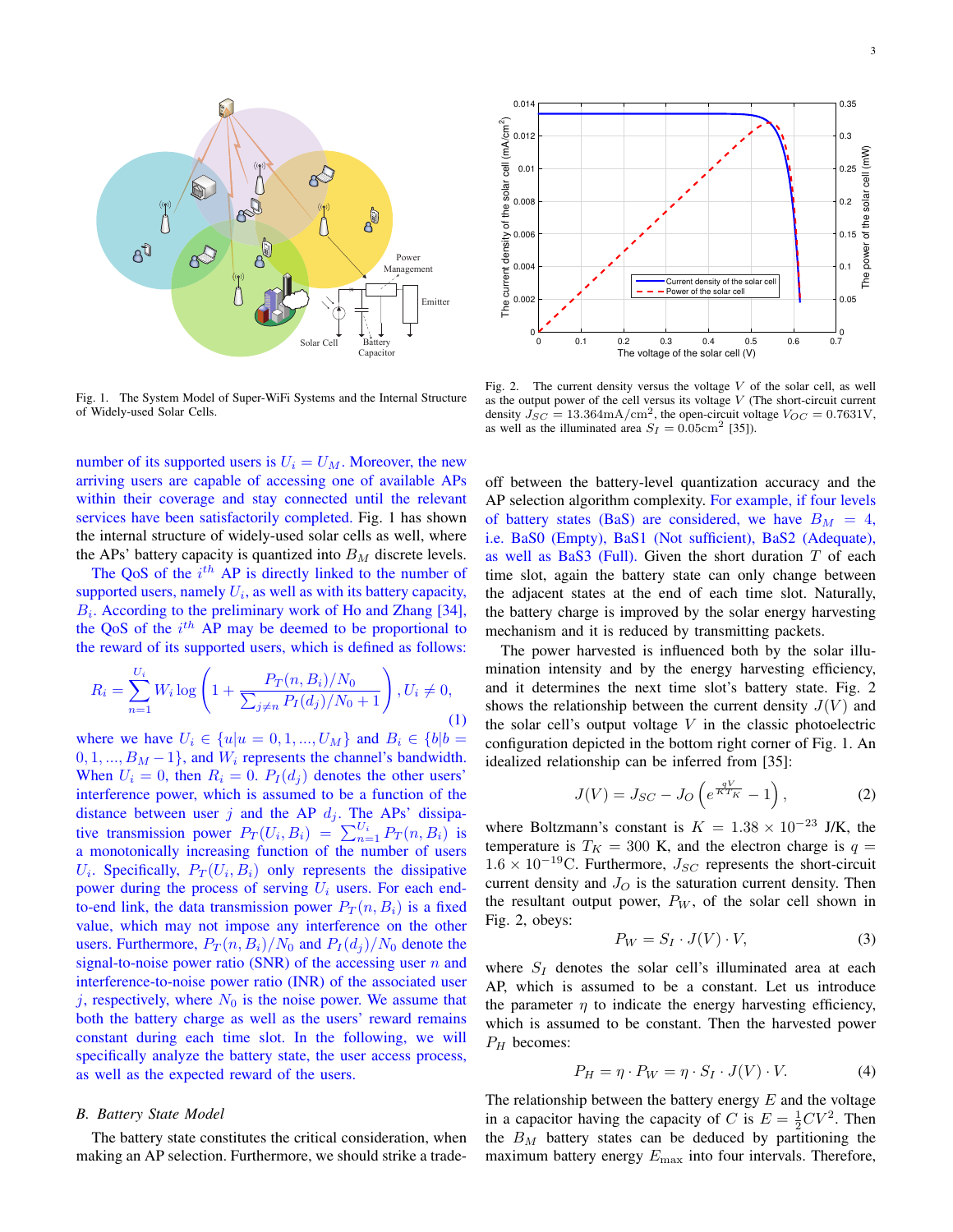Fig. 1. The System Model of Super-WiFi Systems and the Internal Structure of Widely-used Solar Cells.

Fig. 2. The current density versus the voltage $V$ of the solar cell, as well as the output power of the cell versus its voltage $V$ (The short-circuit current density $J_{SC} = 13.364\text{mA/cm}^2$, the open-circuit voltage $V_{OC} = 0.7631$V, as well as the illuminated area $S_I = 0.05\text{cm}^2$ [35]).

number of its supported users is $U_i = U_M$. Moreover, the new arriving users are capable of accessing one of available APs within their coverage and stay connected until the relevant services have been satisfactorily completed. Fig. 1 has shown the internal structure of widely-used solar cells as well, where the APs' battery capacity is quantized into $B_M$ discrete levels.

The QoS of the $i^{th}$ AP is directly linked to the number of supported users, namely $U_i$, as well as with its battery capacity, $B_i$. According to the preliminary work of Ho and Zhang [34], the QoS of the $i^{th}$ AP may be deemed to be proportional to the reward of its supported users, which is defined as follows:

$$R_i = \sum_{n=1}^{U_i} W_i \log\left(1 + \frac{P_T(n, B_i)/N_0}{\sum_{j \neq n} P_I(d_j)/N_0 + 1}\right), U_i \neq 0, \tag{1}$$

where we have $U_i \in \{u|u = 0, 1, ..., U_M\}$ and $B_i \in \{b|b = 0, 1, ..., B_M - 1\}$, and $W_i$ represents the channel's bandwidth. When $U_i = 0$, then $R_i = 0$. $P_I(d_j)$ denotes the other users' interference power, which is assumed to be a function of the distance between user $j$ and the AP $d_j$. The APs' dissipative transmission power $P_T(U_i, B_i) = \sum_{n=1}^{U_i} P_T(n, B_i)$ is a monotonically increasing function of the number of users $U_i$. Specifically, $P_T(U_i, B_i)$ only represents the dissipative power during the process of serving $U_i$ users. For each end-to-end link, the data transmission power $P_T(n, B_i)$ is a fixed value, which may not impose any interference on the other users. Furthermore, $P_T(n, B_i)/N_0$ and $P_I(d_j)/N_0$ denote the signal-to-noise power ratio (SNR) of the accessing user $n$ and interference-to-noise power ratio (INR) of the associated user $j$, respectively, where $N_0$ is the noise power. We assume that both the battery charge as well as the users' reward remains constant during each time slot. In the following, we will specifically analyze the battery state, the user access process, as well as the expected reward of the users.

### B. Battery State Model

The battery state constitutes the critical consideration, when making an AP selection. Furthermore, we should strike a trade-off between the battery-level quantization accuracy and the AP selection algorithm complexity. For example, if four levels of battery states (BaS) are considered, we have $B_M = 4$, i.e. BaS0 (Empty), BaS1 (Not sufficient), BaS2 (Adequate), as well as BaS3 (Full). Given the short duration $T$ of each time slot, again the battery state can only change between the adjacent states at the end of each time slot. Naturally, the battery charge is improved by the solar energy harvesting mechanism and it is reduced by transmitting packets.

The power harvested is influenced both by the solar illumination intensity and by the energy harvesting efficiency, and it determines the next time slot's battery state. Fig. 2 shows the relationship between the current density $J(V)$ and the solar cell's output voltage $V$ in the classic photoelectric configuration depicted in the bottom right corner of Fig. 1. An idealized relationship can be inferred from [35]:

$$J(V) = J_{SC} - J_O\left(e^{\frac{qV}{KT_K}} - 1\right), \tag{2}$$

where Boltzmann's constant is $K = 1.38 \times 10^{-23}$ J/K, the temperature is $T_K = 300$ K, and the electron charge is $q = 1.6 \times 10^{-19}$C. Furthermore, $J_{SC}$ represents the short-circuit current density and $J_O$ is the saturation current density. Then the resultant output power, $P_W$, of the solar cell shown in Fig. 2, obeys:

$$P_W = S_I \cdot J(V) \cdot V, \tag{3}$$

where $S_I$ denotes the solar cell's illuminated area at each AP, which is assumed to be a constant. Let us introduce the parameter $\eta$ to indicate the energy harvesting efficiency, which is assumed to be constant. Then the harvested power $P_H$ becomes:

$$P_H = \eta \cdot P_W = \eta \cdot S_I \cdot J(V) \cdot V. \tag{4}$$

The relationship between the battery energy $E$ and the voltage in a capacitor having the capacity of $C$ is $E = \frac{1}{2}CV^2$. Then the $B_M$ battery states can be deduced by partitioning the maximum battery energy $E_{\max}$ into four intervals. Therefore,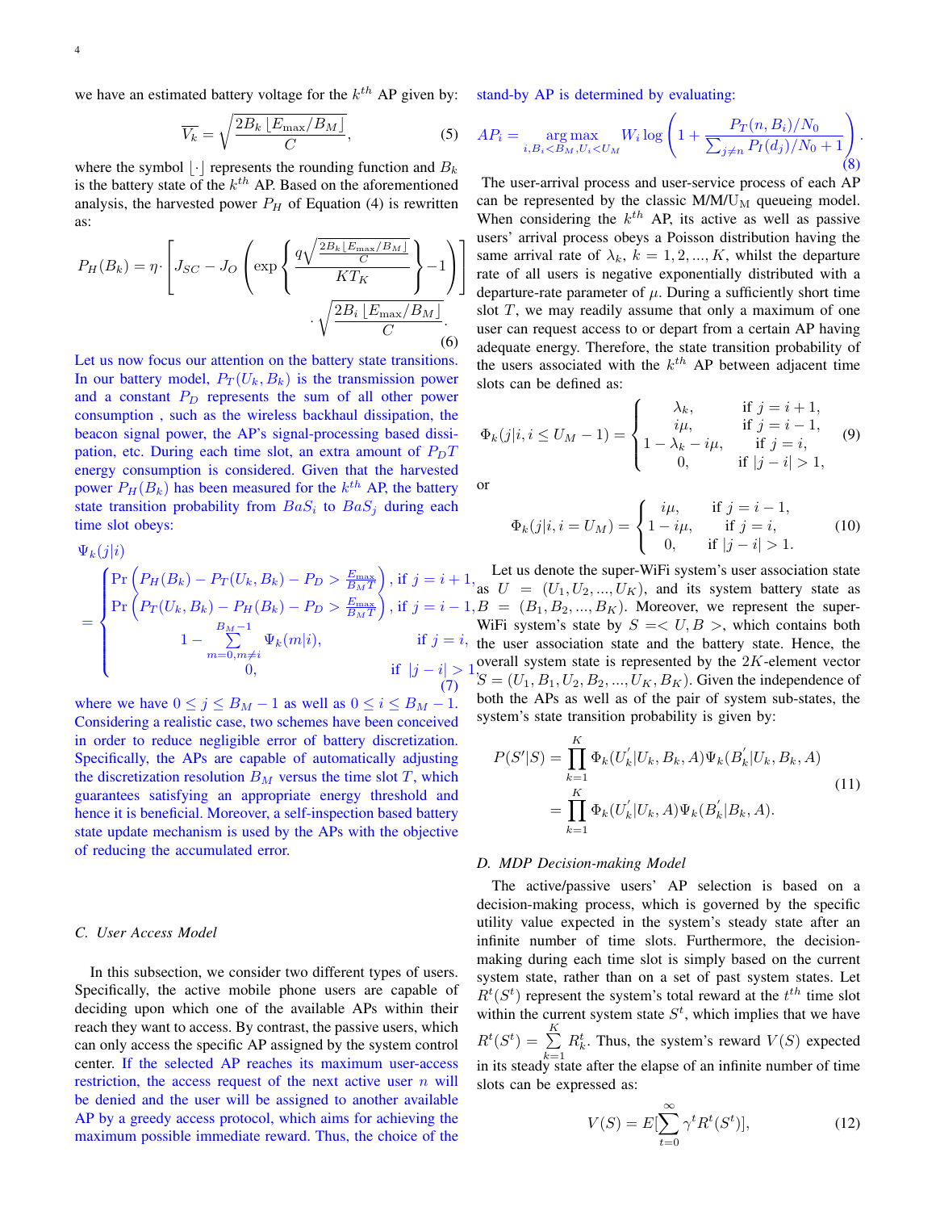we have an estimated battery voltage for the $k^{th}$ AP given by:

$$\overline{V_k} = \sqrt{\frac{2B_k \lfloor E_{\max}/B_M \rfloor}{C}}, \tag{5}$$

where the symbol $\lfloor \cdot \rfloor$ represents the rounding function and $B_k$ is the battery state of the $k^{th}$ AP. Based on the aforementioned analysis, the harvested power $P_H$ of Equation (4) is rewritten as:

$$P_H(B_k) = \eta \cdot \left[ J_{SC} - J_O \left( \exp\left\{ \frac{q\sqrt{\frac{2B_k \lfloor E_{\max}/B_M \rfloor}{C}}}{KT_K} \right\} - 1 \right) \right] \cdot \sqrt{\frac{2B_i \lfloor E_{\max}/B_M \rfloor}{C}}. \tag{6}$$

Let us now focus our attention on the battery state transitions. In our battery model, $P_T(U_k, B_k)$ is the transmission power and a constant $P_D$ represents the sum of all other power consumption , such as the wireless backhaul dissipation, the beacon signal power, the AP's signal-processing based dissipation, etc. During each time slot, an extra amount of $P_D T$ energy consumption is considered. Given that the harvested power $P_H(B_k)$ has been measured for the $k^{th}$ AP, the battery state transition probability from $BaS_i$ to $BaS_j$ during each time slot obeys:

$$\Psi_k(j|i) = \begin{cases} \Pr\left(P_H(B_k) - P_T(U_k, B_k) - P_D > \frac{E_{\max}}{B_M T}\right), & \text{if } j = i+1, \\ \Pr\left(P_T(U_k, B_k) - P_H(B_k) - P_D > \frac{E_{\max}}{B_M T}\right), & \text{if } j = i-1, \\ 1 - \sum_{m=0, m\neq i}^{B_M - 1} \Psi_k(m|i), & \text{if } j = i, \\ 0, & \text{if } |j-i| > 1, \end{cases} \tag{7}$$

where we have $0 \leq j \leq B_M - 1$ as well as $0 \leq i \leq B_M - 1$. Considering a realistic case, two schemes have been conceived in order to reduce negligible error of battery discretization. Specifically, the APs are capable of automatically adjusting the discretization resolution $B_M$ versus the time slot $T$, which guarantees satisfying an appropriate energy threshold and hence it is beneficial. Moreover, a self-inspection based battery state update mechanism is used by the APs with the objective of reducing the accumulated error.

## C. User Access Model

In this subsection, we consider two different types of users. Specifically, the active mobile phone users are capable of deciding upon which one of the available APs within their reach they want to access. By contrast, the passive users, which can only access the specific AP assigned by the system control center. If the selected AP reaches its maximum user-access restriction, the access request of the next active user $n$ will be denied and the user will be assigned to another available AP by a greedy access protocol, which aims for achieving the maximum possible immediate reward. Thus, the choice of the stand-by AP is determined by evaluating:

$$AP_i = \underset{i, B_i < B_M, U_i < U_M}{\arg\max} \; W_i \log\left(1 + \frac{P_T(n, B_i)/N_0}{\sum_{j\neq n} P_I(d_j)/N_0 + 1}\right). \tag{8}$$

The user-arrival process and user-service process of each AP can be represented by the classic M/M/U$_\text{M}$ queueing model. When considering the $k^{th}$ AP, its active as well as passive users' arrival process obeys a Poisson distribution having the same arrival rate of $\lambda_k$, $k = 1, 2, ..., K$, whilst the departure rate of all users is negative exponentially distributed with a departure-rate parameter of $\mu$. During a sufficiently short time slot $T$, we may readily assume that only a maximum of one user can request access to or depart from a certain AP having adequate energy. Therefore, the state transition probability of the users associated with the $k^{th}$ AP between adjacent time slots can be defined as:

$$\Phi_k(j|i, i \leq U_M - 1) = \begin{cases} \lambda_k, & \text{if } j = i+1, \\ i\mu, & \text{if } j = i-1, \\ 1 - \lambda_k - i\mu, & \text{if } j = i, \\ 0, & \text{if } |j-i| > 1, \end{cases} \tag{9}$$

or

$$\Phi_k(j|i, i = U_M) = \begin{cases} i\mu, & \text{if } j = i-1, \\ 1 - i\mu, & \text{if } j = i, \\ 0, & \text{if } |j-i| > 1. \end{cases} \tag{10}$$

Let us denote the super-WiFi system's user association state as $U = (U_1, U_2, ..., U_K)$, and its system battery state as $B = (B_1, B_2, ..., B_K)$. Moreover, we represent the super-WiFi system's state by $S = < U, B >$, which contains both the user association state and the battery state. Hence, the overall system state is represented by the $2K$-element vector $S = (U_1, B_1, U_2, B_2, ..., U_K, B_K)$. Given the independence of both the APs as well as of the pair of system sub-states, the system's state transition probability is given by:

$$\begin{aligned} P(S'|S) &= \prod_{k=1}^{K} \Phi_k(U_k'|U_k, B_k, A)\Psi_k(B_k'|U_k, B_k, A) \\ &= \prod_{k=1}^{K} \Phi_k(U_k'|U_k, A)\Psi_k(B_k'|B_k, A). \end{aligned} \tag{11}$$

## D. MDP Decision-making Model

The active/passive users' AP selection is based on a decision-making process, which is governed by the specific utility value expected in the system's steady state after an infinite number of time slots. Furthermore, the decision-making during each time slot is simply based on the current system state, rather than on a set of past system states. Let $R^t(S^t)$ represent the system's total reward at the $t^{th}$ time slot within the current system state $S^t$, which implies that we have $R^t(S^t) = \sum_{k=1}^{K} R_k^t$. Thus, the system's reward $V(S)$ expected in its steady state after the elapse of an infinite number of time slots can be expressed as:

$$V(S) = E[\sum_{t=0}^{\infty} \gamma^t R^t(S^t)], \tag{12}$$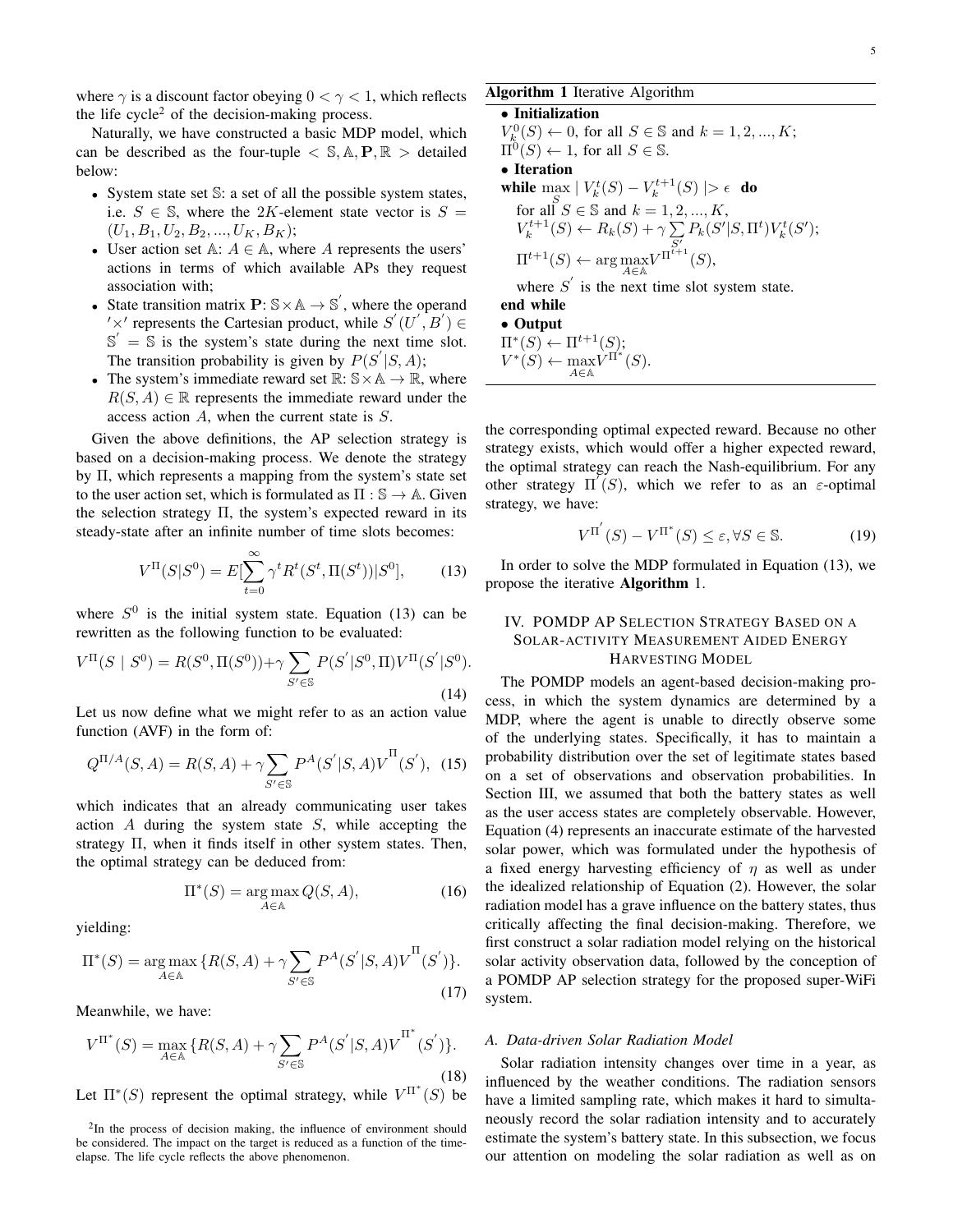where $\gamma$ is a discount factor obeying $0 < \gamma < 1$, which reflects the life cycle[2] of the decision-making process.

Naturally, we have constructed a basic MDP model, which can be described as the four-tuple $< \mathbb{S}, \mathbb{A}, \mathbf{P}, \mathbb{R} >$ detailed below:

- System state set $\mathbb{S}$: a set of all the possible system states, i.e. $S \in \mathbb{S}$, where the $2K$-element state vector is $S = (U_1, B_1, U_2, B_2, ..., U_K, B_K)$;
- User action set $\mathbb{A}$: $A \in \mathbb{A}$, where $A$ represents the users' actions in terms of which available APs they request association with;
- State transition matrix $\mathbf{P}$: $\mathbb{S} \times \mathbb{A} \to \mathbb{S}^{'}$, where the operand $'\times'$ represents the Cartesian product, while $S^{'}(U^{'}, B^{'}) \in \mathbb{S}^{'} = \mathbb{S}$ is the system's state during the next time slot. The transition probability is given by $P(S^{'}|S, A)$;
- The system's immediate reward set $\mathbb{R}$: $\mathbb{S} \times \mathbb{A} \to \mathbb{R}$, where $R(S, A) \in \mathbb{R}$ represents the immediate reward under the access action $A$, when the current state is $S$.

Given the above definitions, the AP selection strategy is based on a decision-making process. We denote the strategy by $\Pi$, which represents a mapping from the system's state set to the user action set, which is formulated as $\Pi : \mathbb{S} \to \mathbb{A}$. Given the selection strategy $\Pi$, the system's expected reward in its steady-state after an infinite number of time slots becomes:

$$V^{\Pi}(S|S^0) = E[\sum_{t=0}^{\infty} \gamma^t R^t(S^t, \Pi(S^t))|S^0], \tag{13}$$

where $S^0$ is the initial system state. Equation (13) can be rewritten as the following function to be evaluated:

$$V^{\Pi}(S \mid S^0) = R(S^0, \Pi(S^0)) + \gamma \sum_{S' \in \mathbb{S}} P(S^{'}|S^0, \Pi) V^{\Pi}(S^{'}|S^0). \tag{14}$$

Let us now define what we might refer to as an action value function (AVF) in the form of:

$$Q^{\Pi/A}(S, A) = R(S, A) + \gamma \sum_{S' \in \mathbb{S}} P^A(S^{'}|S, A) V^{\Pi}(S^{'}), \tag{15}$$

which indicates that an already communicating user takes action $A$ during the system state $S$, while accepting the strategy $\Pi$, when it finds itself in other system states. Then, the optimal strategy can be deduced from:

$$\Pi^*(S) = \arg\max_{A \in \mathbb{A}} Q(S, A), \tag{16}$$

yielding:

$$\Pi^*(S) = \arg\max_{A \in \mathbb{A}} \{R(S, A) + \gamma \sum_{S' \in \mathbb{S}} P^A(S^{'}|S, A) V^{\Pi}(S^{'})\}. \tag{17}$$

Meanwhile, we have:

$$V^{\Pi^*}(S) = \max_{A \in \mathbb{A}} \{R(S, A) + \gamma \sum_{S' \in \mathbb{S}} P^A(S^{'}|S, A) V^{\Pi^*}(S^{'})\}. \tag{18}$$

Let $\Pi^*(S)$ represent the optimal strategy, while $V^{\Pi^*}(S)$ be the corresponding optimal expected reward. Because no other strategy exists, which would offer a higher expected reward, the optimal strategy can reach the Nash-equilibrium. For any other strategy $\Pi^{'}(S)$, which we refer to as an $\varepsilon$-optimal strategy, we have:

$$V^{\Pi^{'}}(S) - V^{\Pi^*}(S) \leq \varepsilon, \forall S \in \mathbb{S}. \tag{19}$$

In order to solve the MDP formulated in Equation (13), we propose the iterative **Algorithm** 1.

**Algorithm 1** Iterative Algorithm

- **Initialization**

$V_k^0(S) \leftarrow 0$, for all $S \in \mathbb{S}$ and $k = 1, 2, ..., K$;
$\Pi^0(S) \leftarrow 1$, for all $S \in \mathbb{S}$.

- **Iteration**

**while** $\max_S \mid V_k^t(S) - V_k^{t+1}(S) \mid > \epsilon$ **do**
 for all $S \in \mathbb{S}$ and $k = 1, 2, ..., K$,
 $V_k^{t+1}(S) \leftarrow R_k(S) + \gamma \sum_{S'} P_k(S'|S, \Pi^t) V_k^t(S')$;
 $\Pi^{t+1}(S) \leftarrow \arg\max_{A \in \mathbb{A}} V^{\Pi^{t+1}}(S)$,
 where $S^{'}$ is the next time slot system state.
**end while**

- **Output**

$\Pi^*(S) \leftarrow \Pi^{t+1}(S)$;
$V^*(S) \leftarrow \max_{A \in \mathbb{A}} V^{\Pi^*}(S)$.

## IV. POMDP AP Selection Strategy Based on a Solar-activity Measurement Aided Energy Harvesting Model

The POMDP models an agent-based decision-making process, in which the system dynamics are determined by a MDP, where the agent is unable to directly observe some of the underlying states. Specifically, it has to maintain a probability distribution over the set of legitimate states based on a set of observations and observation probabilities. In Section III, we assumed that both the battery states as well as the user access states are completely observable. However, Equation (4) represents an inaccurate estimate of the harvested solar power, which was formulated under the hypothesis of a fixed energy harvesting efficiency of $\eta$ as well as under the idealized relationship of Equation (2). However, the solar radiation model has a grave influence on the battery states, thus critically affecting the final decision-making. Therefore, we first construct a solar radiation model relying on the historical solar activity observation data, followed by the conception of a POMDP AP selection strategy for the proposed super-WiFi system.

### A. Data-driven Solar Radiation Model

Solar radiation intensity changes over time in a year, as influenced by the weather conditions. The radiation sensors have a limited sampling rate, which makes it hard to simultaneously record the solar radiation intensity and to accurately estimate the system's battery state. In this subsection, we focus our attention on modeling the solar radiation as well as on

[2] In the process of decision making, the influence of environment should be considered. The impact on the target is reduced as a function of the time-elapse. The life cycle reflects the above phenomenon.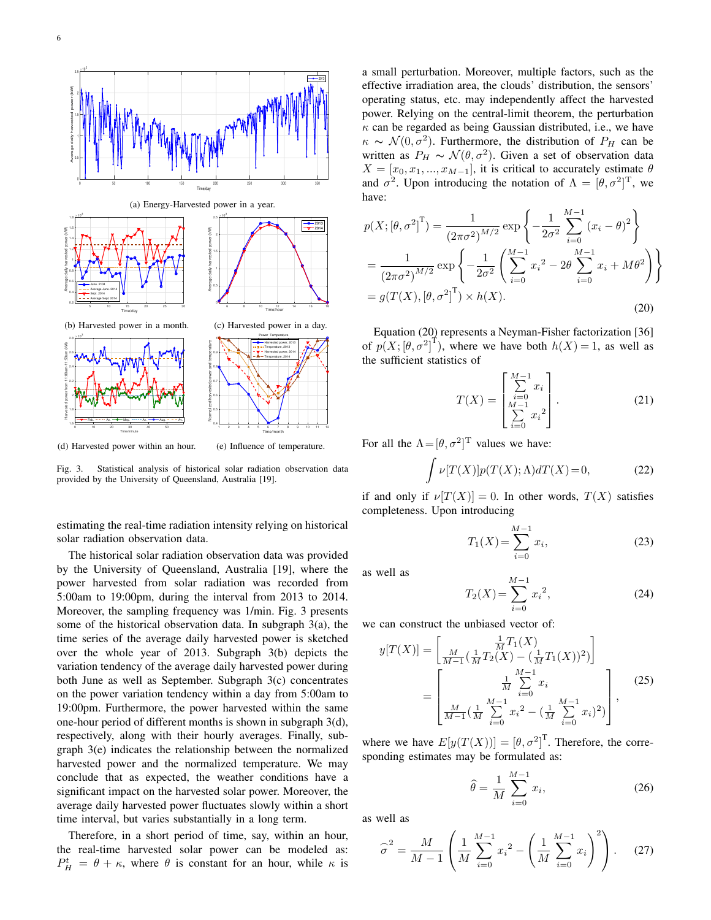(a) Energy-Harvested power in a year.

(b) Harvested power in a month.

(c) Harvested power in a day.

(d) Harvested power within an hour.

(e) Influence of temperature.

Fig. 3. Statistical analysis of historical solar radiation observation data provided by the University of Queensland, Australia [19].

estimating the real-time radiation intensity relying on historical solar radiation observation data.

The historical solar radiation observation data was provided by the University of Queensland, Australia [19], where the power harvested from solar radiation was recorded from 5:00am to 19:00pm, during the interval from 2013 to 2014. Moreover, the sampling frequency was 1/min. Fig. 3 presents some of the historical observation data. In subgraph 3(a), the time series of the average daily harvested power is sketched over the whole year of 2013. Subgraph 3(b) depicts the variation tendency of the average daily harvested power during both June as well as September. Subgraph 3(c) concentrates on the power variation tendency within a day from 5:00am to 19:00pm. Furthermore, the power harvested within the same one-hour period of different months is shown in subgraph 3(d), respectively, along with their hourly averages. Finally, subgraph 3(e) indicates the relationship between the normalized harvested power and the normalized temperature. We may conclude that as expected, the weather conditions have a significant impact on the harvested solar power. Moreover, the average daily harvested power fluctuates slowly within a short time interval, but varies substantially in a long term.

Therefore, in a short period of time, say, within an hour, the real-time harvested solar power can be modeled as: $P_H^t = \theta + \kappa$, where $\theta$ is constant for an hour, while $\kappa$ is a small perturbation. Moreover, multiple factors, such as the effective irradiation area, the clouds' distribution, the sensors' operating status, etc. may independently affect the harvested power. Relying on the central-limit theorem, the perturbation $\kappa$ can be regarded as being Gaussian distributed, i.e., we have $\kappa \sim \mathcal{N}(0, \sigma^2)$. Furthermore, the distribution of $P_H$ can be written as $P_H \sim \mathcal{N}(\theta, \sigma^2)$. Given a set of observation data $X = [x_0, x_1, ..., x_{M-1}]$, it is critical to accurately estimate $\theta$ and $\sigma^2$. Upon introducing the notation of $\Lambda = [\theta, \sigma^2]^{\mathrm{T}}$, we have:

$$
\begin{aligned}
p(X; [\theta, \sigma^2]^{\mathrm{T}}) &= \frac{1}{(2\pi\sigma^2)^{M/2}} \exp\left\{-\frac{1}{2\sigma^2}\sum_{i=0}^{M-1}(x_i - \theta)^2\right\} \\
&= \frac{1}{(2\pi\sigma^2)^{M/2}} \exp\left\{-\frac{1}{2\sigma^2}\left(\sum_{i=0}^{M-1}{x_i}^2 - 2\theta\sum_{i=0}^{M-1}x_i + M\theta^2\right)\right\} \\
&= g(T(X), [\theta, \sigma^2]^{\mathrm{T}}) \times h(X).
\end{aligned} \tag{20}
$$

Equation (20) represents a Neyman-Fisher factorization [36] of $p(X; [\theta, \sigma^2]^{\mathrm{T}})$, where we have both $h(X) = 1$, as well as the sufficient statistics of

$$
T(X) = \begin{bmatrix} \sum\limits_{i=0}^{M-1} x_i \\ \sum\limits_{i=0}^{M-1} {x_i}^2 \end{bmatrix}. \tag{21}
$$

For all the $\Lambda = [\theta, \sigma^2]^{\mathrm{T}}$ values we have:

$$
\int \nu[T(X)] p(T(X); \Lambda) dT(X) = 0, \tag{22}
$$

if and only if $\nu[T(X)] = 0$. In other words, $T(X)$ satisfies completeness. Upon introducing

$$
T_1(X) = \sum_{i=0}^{M-1} x_i, \tag{23}
$$

as well as

$$
T_2(X) = \sum_{i=0}^{M-1} {x_i}^2, \tag{24}
$$

we can construct the unbiased vector of:

$$
\begin{aligned}
y[T(X)] &= \begin{bmatrix} \frac{1}{M}T_1(X) \\ \frac{M}{M-1}(\frac{1}{M}T_2(X) - (\frac{1}{M}T_1(X))^2) \end{bmatrix} \\
&= \begin{bmatrix} \frac{1}{M}\sum\limits_{i=0}^{M-1} x_i \\ \frac{M}{M-1}(\frac{1}{M}\sum\limits_{i=0}^{M-1}{x_i}^2 - (\frac{1}{M}\sum\limits_{i=0}^{M-1}x_i)^2) \end{bmatrix},
\end{aligned} \tag{25}
$$

where we have $E[y(T(X))] = [\theta, \sigma^2]^{\mathrm{T}}$. Therefore, the corresponding estimates may be formulated as:

$$
\widehat{\theta} = \frac{1}{M}\sum_{i=0}^{M-1} x_i, \tag{26}
$$

as well as

$$
\widehat{\sigma}^2 = \frac{M}{M-1}\left(\frac{1}{M}\sum_{i=0}^{M-1}{x_i}^2 - \left(\frac{1}{M}\sum_{i=0}^{M-1}x_i\right)^2\right). \tag{27}
$$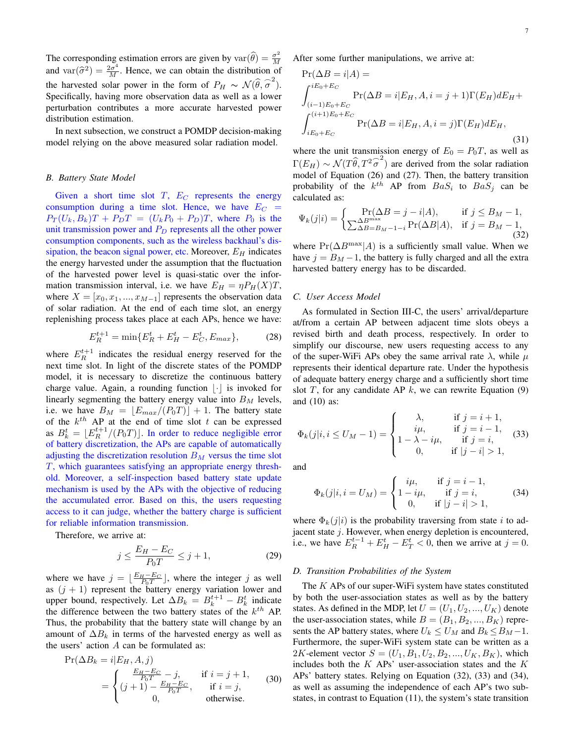The corresponding estimation errors are given by $\text{var}(\widehat{\theta}) = \frac{\sigma^2}{M}$ and $\text{var}(\widehat{\sigma}^2) = \frac{2\sigma^4}{M}$. Hence, we can obtain the distribution of the harvested solar power in the form of $P_H \sim \mathcal{N}(\widehat{\theta}, \widehat{\sigma}^2)$. Specifically, having more observation data as well as a lower perturbation contributes a more accurate harvested power distribution estimation.

In next subsection, we construct a POMDP decision-making model relying on the above measured solar radiation model.

### B. Battery State Model

Given a short time slot $T$, $E_C$ represents the energy consumption during a time slot. Hence, we have $E_C = P_T(U_k, B_k)T + P_D T = (U_k P_0 + P_D)T$, where $P_0$ is the unit transmission power and $P_D$ represents all the other power consumption components, such as the wireless backhaul's dissipation, the beacon signal power, etc. Moreover, $E_H$ indicates the energy harvested under the assumption that the fluctuation of the harvested power level is quasi-static over the information transmission interval, i.e. we have $E_H = \eta P_H(X)T$, where $X = [x_0, x_1, ..., x_{M-1}]$ represents the observation data of solar radiation. At the end of each time slot, an energy replenishing process takes place at each APs, hence we have:

$$E_R^{t+1} = \min\{E_R^t + E_H^t - E_C^t, E_{max}\}, \tag{28}$$

where $E_R^{t+1}$ indicates the residual energy reserved for the next time slot. In light of the discrete states of the POMDP model, it is necessary to discretize the continuous battery charge value. Again, a rounding function $\lfloor \cdot \rfloor$ is invoked for linearly segmenting the battery energy value into $B_M$ levels, i.e. we have $B_M = \lfloor E_{max}/(P_0 T) \rfloor + 1$. The battery state of the $k^{th}$ AP at the end of time slot $t$ can be expressed as $B_k^t = \lfloor E_R^{t+1}/(P_0 T) \rfloor$. In order to reduce negligible error of battery discretization, the APs are capable of automatically adjusting the discretization resolution $B_M$ versus the time slot $T$, which guarantees satisfying an appropriate energy threshold. Moreover, a self-inspection based battery state update mechanism is used by the APs with the objective of reducing the accumulated error. Based on this, the users requesting access to it can judge, whether the battery charge is sufficient for reliable information transmission.

Therefore, we arrive at:

$$j \leq \frac{E_H - E_C}{P_0 T} \leq j + 1, \tag{29}$$

where we have $j = \lfloor \frac{E_H - E_C}{P_0 T} \rfloor$, where the integer $j$ as well as $(j+1)$ represent the battery energy variation lower and upper bound, respectively. Let $\Delta B_k = B_k^{t+1} - B_k^t$ indicate the difference between the two battery states of the $k^{th}$ AP. Thus, the probability that the battery state will change by an amount of $\Delta B_k$ in terms of the harvested energy as well as the users' action $A$ can be formulated as:

$$\begin{aligned}
&\Pr(\Delta B_k = i | E_H, A, j) \\
&= \begin{cases} \frac{E_H - E_C}{P_0 T} - j, & \text{if } i = j + 1, \\ (j+1) - \frac{E_H - E_C}{P_0 T}, & \text{if } i = j, \\ 0, & \text{otherwise.} \end{cases}
\end{aligned} \tag{30}$$

After some further manipulations, we arrive at:

$$\begin{aligned}
&\Pr(\Delta B = i | A) = \\
&\int_{(i-1)E_0 + E_C}^{iE_0 + E_C} \Pr(\Delta B = i | E_H, A, i = j+1)\Gamma(E_H) dE_H + \\
&\int_{iE_0 + E_C}^{(i+1)E_0 + E_C} \Pr(\Delta B = i | E_H, A, i = j)\Gamma(E_H) dE_H,
\end{aligned} \tag{31}$$

where the unit transmission energy of $E_0 = P_0 T$, as well as $\Gamma(E_H) \sim \mathcal{N}(T\widehat{\theta}, T^2\widehat{\sigma}^2)$ are derived from the solar radiation model of Equation (26) and (27). Then, the battery transition probability of the $k^{th}$ AP from $BaS_i$ to $BaS_j$ can be calculated as:

$$\Psi_k(j|i) = \begin{cases} \Pr(\Delta B = j - i | A), & \text{if } j \leq B_M - 1, \\ \sum_{\Delta B = B_M - 1 - i}^{\Delta B^{\max}} \Pr(\Delta B | A), & \text{if } j = B_M - 1, \end{cases} \tag{32}$$

where $\Pr(\Delta B^{\max} | A)$ is a sufficiently small value. When we have $j = B_M - 1$, the battery is fully charged and all the extra harvested battery energy has to be discarded.

### C. User Access Model

As formulated in Section III-C, the users' arrival/departure at/from a certain AP between adjacent time slots obeys a revised birth and death process, respectively. In order to simplify our discourse, new users requesting access to any of the super-WiFi APs obey the same arrival rate $\lambda$, while $\mu$ represents their identical departure rate. Under the hypothesis of adequate battery energy charge and a sufficiently short time slot $T$, for any candidate AP $k$, we can rewrite Equation (9) and (10) as:

$$\Phi_k(j | i, i \leq U_M - 1) = \begin{cases} \lambda, & \text{if } j = i + 1, \\ i\mu, & \text{if } j = i - 1, \\ 1 - \lambda - i\mu, & \text{if } j = i, \\ 0, & \text{if } |j - i| > 1, \end{cases} \tag{33}$$

and

$$\Phi_k(j | i, i = U_M) = \begin{cases} i\mu, & \text{if } j = i - 1, \\ 1 - i\mu, & \text{if } j = i, \\ 0, & \text{if } |j - i| > 1, \end{cases} \tag{34}$$

where $\Phi_k(j|i)$ is the probability traversing from state $i$ to adjacent state $j$. However, when energy depletion is encountered, i.e., we have $E_R^{t-1} + E_H^t - E_T^t < 0$, then we arrive at $j = 0$.

### D. Transition Probabilities of the System

The $K$ APs of our super-WiFi system have states constituted by both the user-association states as well as by the battery states. As defined in the MDP, let $U = (U_1, U_2, ..., U_K)$ denote the user-association states, while $B = (B_1, B_2, ..., B_K)$ represents the AP battery states, where $U_k \leq U_M$ and $B_k \leq B_M - 1$. Furthermore, the super-WiFi system state can be written as a $2K$-element vector $S = (U_1, B_1, U_2, B_2, ..., U_K, B_K)$, which includes both the $K$ APs' user-association states and the $K$ APs' battery states. Relying on Equation (32), (33) and (34), as well as assuming the independence of each AP's two substates, in contrast to Equation (11), the system's state transition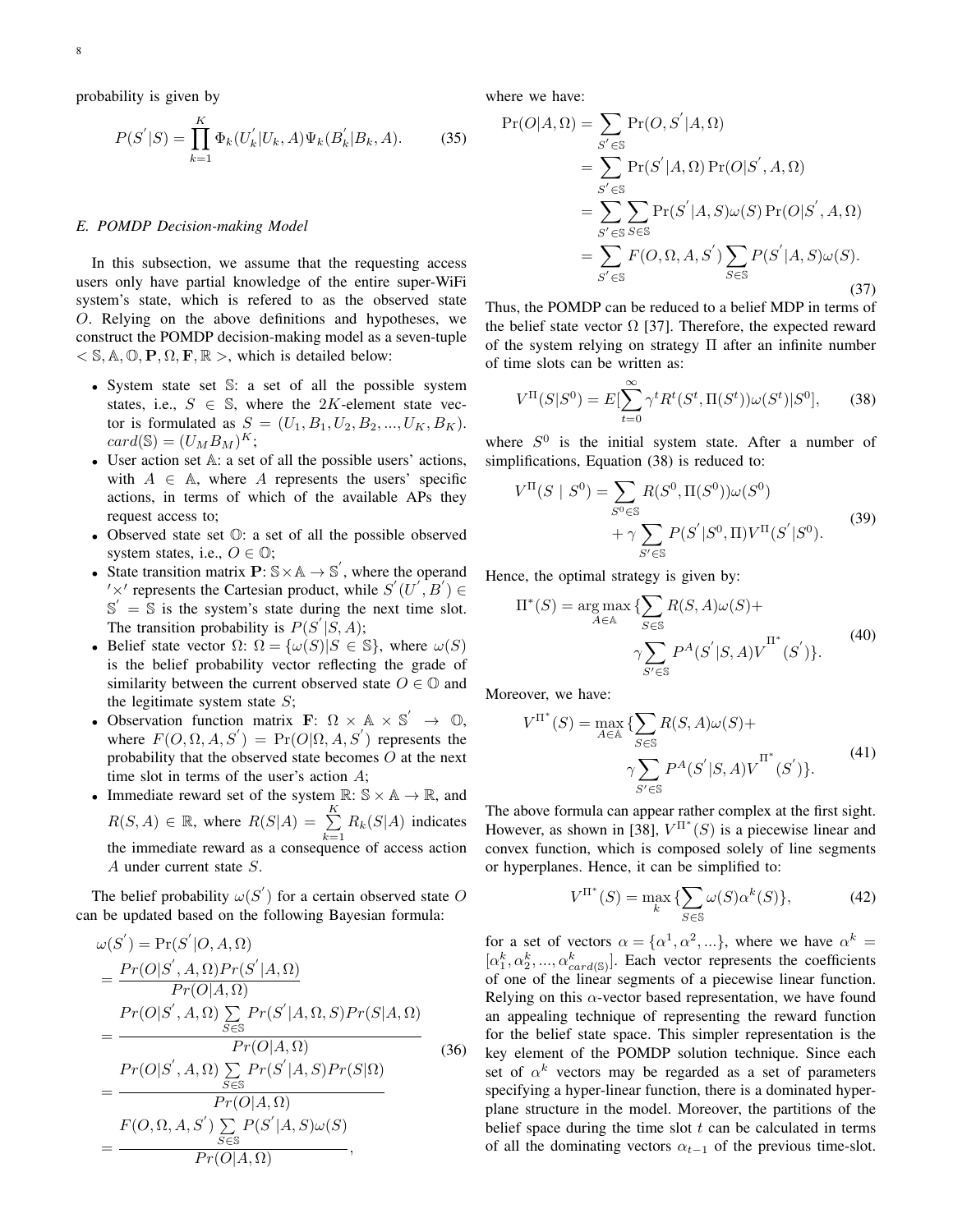probability is given by

$$P(S^{'}|S) = \prod_{k=1}^{K} \Phi_k(U_k^{'}|U_k, A)\Psi_k(B_k^{'}|B_k, A). \tag{35}$$

### *E. POMDP Decision-making Model*

In this subsection, we assume that the requesting access users only have partial knowledge of the entire super-WiFi system's state, which is refered to as the observed state $O$. Relying on the above definitions and hypotheses, we construct the POMDP decision-making model as a seven-tuple $< \mathbb{S}, \mathbb{A}, \mathbb{O}, \mathbf{P}, \Omega, \mathbf{F}, \mathbb{R} >$, which is detailed below:

- System state set $\mathbb{S}$: a set of all the possible system states, i.e., $S \in \mathbb{S}$, where the $2K$-element state vector is formulated as $S = (U_1, B_1, U_2, B_2, ..., U_K, B_K)$. $card(\mathbb{S}) = (U_M B_M)^K$;
- User action set $\mathbb{A}$: a set of all the possible users' actions, with $A \in \mathbb{A}$, where $A$ represents the users' specific actions, in terms of which of the available APs they request access to;
- Observed state set $\mathbb{O}$: a set of all the possible observed system states, i.e., $O \in \mathbb{O}$;
- State transition matrix $\mathbf{P}$: $\mathbb{S} \times \mathbb{A} \to \mathbb{S}^{'}$, where the operand $' \times '$ represents the Cartesian product, while $S^{'}(U^{'}, B^{'}) \in \mathbb{S}^{'} = \mathbb{S}$ is the system's state during the next time slot. The transition probability is $P(S^{'}|S, A)$;
- Belief state vector $\Omega$: $\Omega = \{\omega(S)|S \in \mathbb{S}\}$, where $\omega(S)$ is the belief probability vector reflecting the grade of similarity between the current observed state $O \in \mathbb{O}$ and the legitimate system state $S$;
- Observation function matrix $\mathbf{F}$: $\Omega \times \mathbb{A} \times \mathbb{S}^{'} \to \mathbb{O}$, where $F(O, \Omega, A, S^{'}) = \Pr(O|\Omega, A, S^{'})$ represents the probability that the observed state becomes $O$ at the next time slot in terms of the user's action $A$;
- Immediate reward set of the system $\mathbb{R}$: $\mathbb{S} \times \mathbb{A} \to \mathbb{R}$, and $R(S, A) \in \mathbb{R}$, where $R(S|A) = \sum_{k=1}^{K} R_k(S|A)$ indicates the immediate reward as a consequence of access action $A$ under current state $S$.

The belief probability $\omega(S^{'})$ for a certain observed state $O$ can be updated based on the following Bayesian formula:

$$\begin{aligned}
\omega(S^{'}) &= \Pr(S^{'}|O, A, \Omega) \\
&= \frac{Pr(O|S^{'}, A, \Omega)Pr(S^{'}|A, \Omega)}{Pr(O|A, \Omega)} \\
&= \frac{Pr(O|S^{'}, A, \Omega) \sum_{S \in \mathbb{S}} Pr(S^{'}|A, \Omega, S)Pr(S|A, \Omega)}{Pr(O|A, \Omega)} \\
&= \frac{Pr(O|S^{'}, A, \Omega) \sum_{S \in \mathbb{S}} Pr(S^{'}|A, S)Pr(S|\Omega)}{Pr(O|A, \Omega)} \\
&= \frac{F(O, \Omega, A, S^{'}) \sum_{S \in \mathbb{S}} P(S^{'}|A, S)\omega(S)}{Pr(O|A, \Omega)},
\end{aligned} \tag{36}$$

where we have:

$$\begin{aligned}
\Pr(O|A, \Omega) &= \sum_{S^{'} \in \mathbb{S}} \Pr(O, S^{'}|A, \Omega) \\
&= \sum_{S^{'} \in \mathbb{S}} \Pr(S^{'}|A, \Omega) \Pr(O|S^{'}, A, \Omega) \\
&= \sum_{S^{'} \in \mathbb{S}} \sum_{S \in \mathbb{S}} \Pr(S^{'}|A, S)\omega(S) \Pr(O|S^{'}, A, \Omega) \\
&= \sum_{S^{'} \in \mathbb{S}} F(O, \Omega, A, S^{'}) \sum_{S \in \mathbb{S}} P(S^{'}|A, S)\omega(S).
\end{aligned} \tag{37}$$

Thus, the POMDP can be reduced to a belief MDP in terms of the belief state vector $\Omega$ [37]. Therefore, the expected reward of the system relying on strategy $\Pi$ after an infinite number of time slots can be written as:

$$V^{\Pi}(S|S^0) = E[\sum_{t=0}^{\infty} \gamma^t R^t(S^t, \Pi(S^t))\omega(S^t)|S^0], \tag{38}$$

where $S^0$ is the initial system state. After a number of simplifications, Equation (38) is reduced to:

$$\begin{aligned}
V^{\Pi}(S \mid S^0) = &\sum_{S^0 \in \mathbb{S}} R(S^0, \Pi(S^0))\omega(S^0) \\
&+ \gamma \sum_{S^{'} \in \mathbb{S}} P(S^{'}|S^0, \Pi)V^{\Pi}(S^{'}|S^0).
\end{aligned} \tag{39}$$

Hence, the optimal strategy is given by:

$$\begin{aligned}
\Pi^*(S) = \arg\max_{A \in \mathbb{A}} \{&\sum_{S \in \mathbb{S}} R(S, A)\omega(S) + \\
&\gamma \sum_{S^{'} \in \mathbb{S}} P^A(S^{'}|S, A)V^{\Pi^*}(S^{'})\}.
\end{aligned} \tag{40}$$

Moreover, we have:

$$\begin{aligned}
V^{\Pi^*}(S) = \max_{A \in \mathbb{A}} \{&\sum_{S \in \mathbb{S}} R(S, A)\omega(S) + \\
&\gamma \sum_{S^{'} \in \mathbb{S}} P^A(S^{'}|S, A)V^{\Pi^*}(S^{'})\}.
\end{aligned} \tag{41}$$

The above formula can appear rather complex at the first sight. However, as shown in [38], $V^{\Pi^*}(S)$ is a piecewise linear and convex function, which is composed solely of line segments or hyperplanes. Hence, it can be simplified to:

$$V^{\Pi^*}(S) = \max_k \{\sum_{S \in \mathbb{S}} \omega(S)\alpha^k(S)\}, \tag{42}$$

for a set of vectors $\alpha = \{\alpha^1, \alpha^2, ...\}$, where we have $\alpha^k = [\alpha_1^k, \alpha_2^k, ..., \alpha_{card(\mathbb{S})}^k]$. Each vector represents the coefficients of one of the linear segments of a piecewise linear function. Relying on this $\alpha$-vector based representation, we have found an appealing technique of representing the reward function for the belief state space. This simpler representation is the key element of the POMDP solution technique. Since each set of $\alpha^k$ vectors may be regarded as a set of parameters specifying a hyper-linear function, there is a dominated hyperplane structure in the model. Moreover, the partitions of the belief space during the time slot $t$ can be calculated in terms of all the dominating vectors $\alpha_{t-1}$ of the previous time-slot.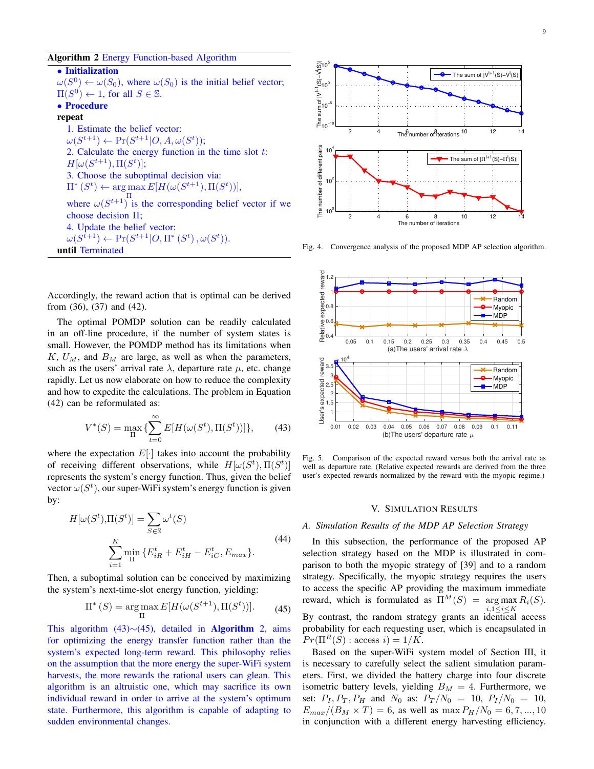**Algorithm 2** Energy Function-based Algorithm

- **Initialization**
  $\omega(S^0) \leftarrow \omega(S_0)$, where $\omega(S_0)$ is the initial belief vector; $\Pi(S^0) \leftarrow 1$, for all $S \in \mathbb{S}$.
- **Procedure**

**repeat**

1. Estimate the belief vector: $\omega(S^{t+1}) \leftarrow \Pr(S^{t+1}|O, A, \omega(S^t))$;
2. Calculate the energy function in the time slot $t$: $H[\omega(S^{t+1}), \Pi(S^t)]$;
3. Choose the suboptimal decision via: $\Pi^*(S^t) \leftarrow \arg\max_{\Pi} E[H(\omega(S^{t+1}), \Pi(S^t))]$, where $\omega(S^{t+1})$ is the corresponding belief vector if we choose decision $\Pi$;
4. Update the belief vector: $\omega(S^{t+1}) \leftarrow \Pr(S^{t+1}|O, \Pi^*(S^t), \omega(S^t))$.

**until** Terminated

Accordingly, the reward action that is optimal can be derived from (36), (37) and (42).

The optimal POMDP solution can be readily calculated in an off-line procedure, if the number of system states is small. However, the POMDP method has its limitations when $K$, $U_M$, and $B_M$ are large, as well as when the parameters, such as the users' arrival rate $\lambda$, departure rate $\mu$, etc. change rapidly. Let us now elaborate on how to reduce the complexity and how to expedite the calculations. The problem in Equation (42) can be reformulated as:

$$V^*(S) = \max_{\Pi}\{\sum_{t=0}^{\infty} E[H(\omega(S^t), \Pi(S^t))]\}, \quad (43)$$

where the expectation $E[\cdot]$ takes into account the probability of receiving different observations, while $H[\omega(S^t), \Pi(S^t)]$ represents the system's energy function. Thus, given the belief vector $\omega(S^t)$, our super-WiFi system's energy function is given by:

$$H[\omega(S^t),\Pi(S^t)] = \sum_{S\in\mathbb{S}} \omega^t(S) \sum_{i=1}^{K} \min_{\Pi}\{E_{iR}^t + E_{iH}^t - E_{iC}^t, E_{max}\}. \quad (44)$$

Then, a suboptimal solution can be conceived by maximizing the system's next-time-slot energy function, yielding:

$$\Pi^*(S) = \arg\max_{\Pi} E[H(\omega(S^{t+1}), \Pi(S^t))]. \quad (45)$$

This algorithm (43)$\sim$(45), detailed in **Algorithm** 2, aims for optimizing the energy transfer function rather than the system's expected long-term reward. This philosophy relies on the assumption that the more energy the super-WiFi system harvests, the more rewards the rational users can glean. This algorithm is an altruistic one, which may sacrifice its own individual reward in order to arrive at the system's optimum state. Furthermore, this algorithm is capable of adapting to sudden environmental changes.

The sum of |V^{t+1}(S)−V^t(S)|
10^5
10^0
10^-5
10^-10
2 4 6 8 10 12 14
The number of iterations

The number of different pairs
The sum of |Π^{t+1}(S)−Π^t(S)|
10^4
10^2
10^0
2 4 6 8 10 12 14
The number of iterations

Fig. 4. Convergence analysis of the proposed MDP AP selection algorithm.

Relative expected reward
1.2
1
0.8
0.6
0.4
Random
Myopic
MDP
0.05 0.1 0.15 0.2 0.25 0.3 0.35 0.4 0.45 0.5
(a)The users' arrival rate λ

User's expected reward
x 10^4
3.5
3
2.5
2
1.5
1
Random
Myopic
MDP
0.01 0.02 0.03 0.04 0.05 0.06 0.07 0.08 0.09 0.1 0.11
(b)The users' departure rate μ

Fig. 5. Comparison of the expected reward versus both the arrival rate as well as departure rate. (Relative expected rewards are derived from the three user's expected rewards normalized by the reward with the myopic regime.)

## V. Simulation Results

### A. Simulation Results of the MDP AP Selection Strategy

In this subsection, the performance of the proposed AP selection strategy based on the MDP is illustrated in comparison to both the myopic strategy of [39] and to a random strategy. Specifically, the myopic strategy requires the users to access the specific AP providing the maximum immediate reward, which is formulated as $\Pi^M(S) = \arg\max_{i, 1\le i\le K} R_i(S)$. By contrast, the random strategy grants an identical access probability for each requesting user, which is encapsulated in $Pr(\Pi^R(S) : \text{access } i) = 1/K$.

Based on the super-WiFi system model of Section III, it is necessary to carefully select the salient simulation parameters. First, we divided the battery charge into four discrete isometric battery levels, yielding $B_M = 4$. Furthermore, we set: $P_I, P_T, P_H$ and $N_0$ as: $P_T/N_0 = 10$, $P_I/N_0 = 10$, $E_{max}/(B_M \times T) = 6$, as well as $\max P_H/N_0 = 6, 7, ..., 10$ in conjunction with a different energy harvesting efficiency.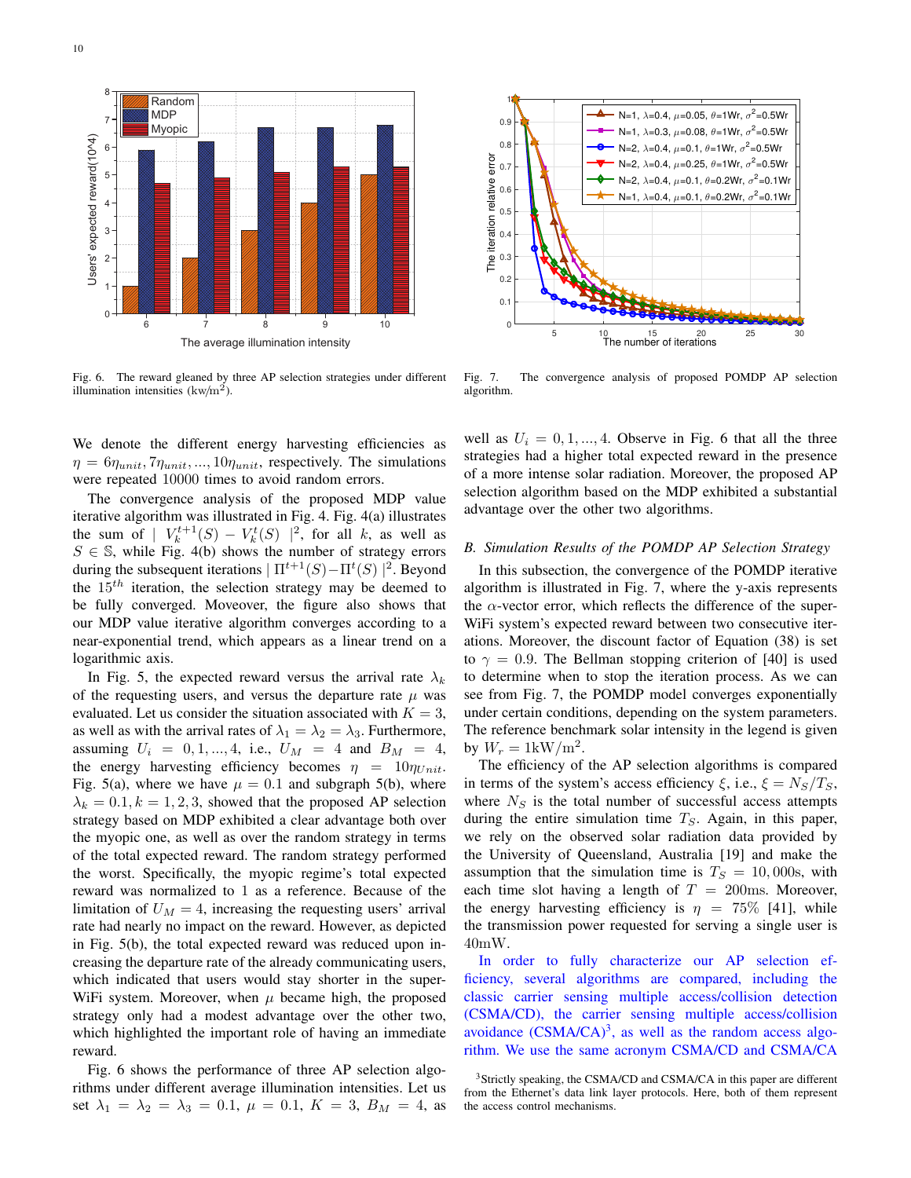8
7
6
5
4
3
2
1
0

Users' expected reward(10^4)

Random
MDP
Myopic

6 7 8 9 10

The average illumination intensity

Fig. 6. The reward gleaned by three AP selection strategies under different illumination intensities (kw/m$^2$).

1
0.9
0.8
0.7
0.6
0.5
0.4
0.3
0.2
0.1
0

The iteration relative error

N=1, $\lambda$=0.4, $\mu$=0.05, $\theta$=1Wr, $\sigma^2$=0.5Wr
N=1, $\lambda$=0.3, $\mu$=0.08, $\theta$=1Wr, $\sigma^2$=0.5Wr
N=2, $\lambda$=0.4, $\mu$=0.1, $\theta$=1Wr, $\sigma^2$=0.5Wr
N=2, $\lambda$=0.4, $\mu$=0.25, $\theta$=1Wr, $\sigma^2$=0.5Wr
N=2, $\lambda$=0.4, $\mu$=0.1, $\theta$=0.2Wr, $\sigma^2$=0.1Wr
N=1, $\lambda$=0.4, $\mu$=0.1, $\theta$=0.2Wr, $\sigma^2$=0.1Wr

5 10 15 20 25 30

The number of iterations

Fig. 7. The convergence analysis of proposed POMDP AP selection algorithm.

We denote the different energy harvesting efficiencies as $\eta = 6\eta_{unit}, 7\eta_{unit}, ..., 10\eta_{unit}$, respectively. The simulations were repeated 10000 times to avoid random errors.

The convergence analysis of the proposed MDP value iterative algorithm was illustrated in Fig. 4. Fig. 4(a) illustrates the sum of $| V_k^{t+1}(S) - V_k^t(S) |^2$, for all $k$, as well as $S \in \mathbb{S}$, while Fig. 4(b) shows the number of strategy errors during the subsequent iterations $| \Pi^{t+1}(S) - \Pi^t(S) |^2$. Beyond the $15^{th}$ iteration, the selection strategy may be deemed to be fully converged. Moveover, the figure also shows that our MDP value iterative algorithm converges according to a near-exponential trend, which appears as a linear trend on a logarithmic axis.

In Fig. 5, the expected reward versus the arrival rate $\lambda_k$ of the requesting users, and versus the departure rate $\mu$ was evaluated. Let us consider the situation associated with $K = 3$, as well as with the arrival rates of $\lambda_1 = \lambda_2 = \lambda_3$. Furthermore, assuming $U_i = 0, 1, ..., 4$, i.e., $U_M = 4$ and $B_M = 4$, the energy harvesting efficiency becomes $\eta = 10\eta_{Unit}$. Fig. 5(a), where we have $\mu = 0.1$ and subgraph 5(b), where $\lambda_k = 0.1, k = 1, 2, 3$, showed that the proposed AP selection strategy based on MDP exhibited a clear advantage both over the myopic one, as well as over the random strategy in terms of the total expected reward. The random strategy performed the worst. Specifically, the myopic regime's total expected reward was normalized to 1 as a reference. Because of the limitation of $U_M = 4$, increasing the requesting users' arrival rate had nearly no impact on the reward. However, as depicted in Fig. 5(b), the total expected reward was reduced upon increasing the departure rate of the already communicating users, which indicated that users would stay shorter in the super-WiFi system. Moreover, when $\mu$ became high, the proposed strategy only had a modest advantage over the other two, which highlighted the important role of having an immediate reward.

Fig. 6 shows the performance of three AP selection algorithms under different average illumination intensities. Let us set $\lambda_1 = \lambda_2 = \lambda_3 = 0.1$, $\mu = 0.1$, $K = 3$, $B_M = 4$, as well as $U_i = 0, 1, ..., 4$. Observe in Fig. 6 that all the three strategies had a higher total expected reward in the presence of a more intense solar radiation. Moreover, the proposed AP selection algorithm based on the MDP exhibited a substantial advantage over the other two algorithms.

### B. Simulation Results of the POMDP AP Selection Strategy

In this subsection, the convergence of the POMDP iterative algorithm is illustrated in Fig. 7, where the y-axis represents the $\alpha$-vector error, which reflects the difference of the super-WiFi system's expected reward between two consecutive iterations. Moreover, the discount factor of Equation (38) is set to $\gamma = 0.9$. The Bellman stopping criterion of [40] is used to determine when to stop the iteration process. As we can see from Fig. 7, the POMDP model converges exponentially under certain conditions, depending on the system parameters. The reference benchmark solar intensity in the legend is given by $W_r = 1\text{kW/m}^2$.

The efficiency of the AP selection algorithms is compared in terms of the system's access efficiency $\xi$, i.e., $\xi = N_S/T_S$, where $N_S$ is the total number of successful access attempts during the entire simulation time $T_S$. Again, in this paper, we rely on the observed solar radiation data provided by the University of Queensland, Australia [19] and make the assumption that the simulation time is $T_S = 10,000$s, with each time slot having a length of $T = 200$ms. Moreover, the energy harvesting efficiency is $\eta = 75\%$ [41], while the transmission power requested for serving a single user is 40mW.

In order to fully characterize our AP selection efficiency, several algorithms are compared, including the classic carrier sensing multiple access/collision detection (CSMA/CD), the carrier sensing multiple access/collision avoidance (CSMA/CA)[3], as well as the random access algorithm. We use the same acronym CSMA/CD and CSMA/CA

[3]Strictly speaking, the CSMA/CD and CSMA/CA in this paper are different from the Ethernet's data link layer protocols. Here, both of them represent the access control mechanisms.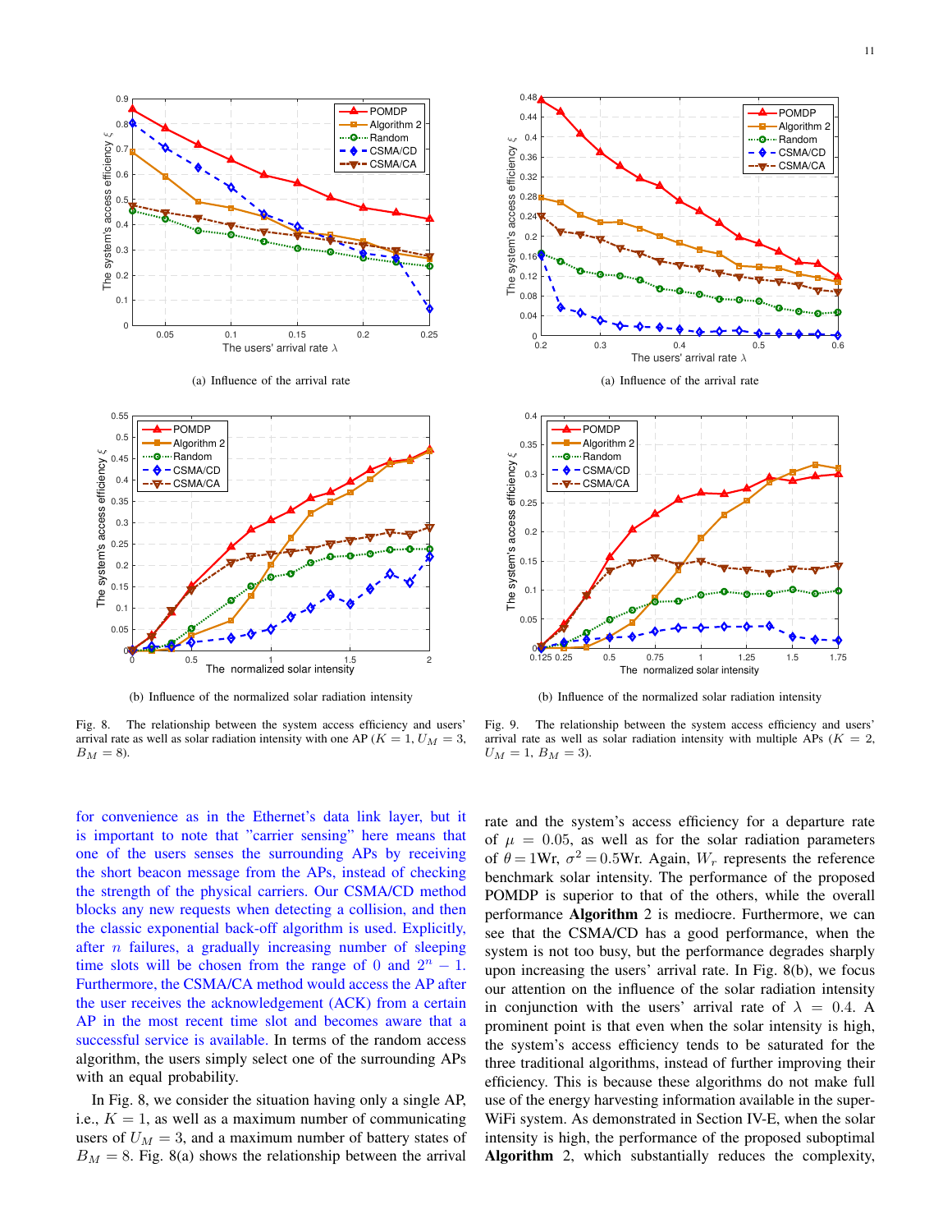0.9
0.8
0.7
0.6
0.5
0.4
0.3
0.2
0.1
0
0.05 0.1 0.15 0.2 0.25
The system's access efficiency $\xi$
The users' arrival rate $\lambda$
POMDP
Algorithm 2
Random
CSMA/CD
CSMA/CA

(a) Influence of the arrival rate

0.55
0.5
0.45
0.4
0.35
0.3
0.25
0.2
0.15
0.1
0.05
0
0 0.5 1 1.5 2
The system's access efficiency $\xi$
The normalized solar intensity
POMDP
Algorithm 2
Random
CSMA/CD
CSMA/CA

(b) Influence of the normalized solar radiation intensity

Fig. 8. The relationship between the system access efficiency and users' arrival rate as well as solar radiation intensity with one AP ($K = 1$, $U_M = 3$, $B_M = 8$).

0.48
0.44
0.4
0.36
0.32
0.28
0.24
0.2
0.16
0.12
0.08
0.04
0
0.2 0.3 0.4 0.5 0.6
The system's access efficiency $\xi$
The users' arrival rate $\lambda$
POMDP
Algorithm 2
Random
CSMA/CD
CSMA/CA

(a) Influence of the arrival rate

0.4
0.35
0.3
0.25
0.2
0.15
0.1
0.05
0
0.125 0.25 0.5 0.75 1 1.25 1.5 1.75
The system's access efficiency $\xi$
The normalized solar intensity
POMDP
Algorithm 2
Random
CSMA/CD
CSMA/CA

(b) Influence of the normalized solar radiation intensity

Fig. 9. The relationship between the system access efficiency and users' arrival rate as well as solar radiation intensity with multiple APs ($K = 2$, $U_M = 1$, $B_M = 3$).

for convenience as in the Ethernet's data link layer, but it is important to note that "carrier sensing" here means that one of the users senses the surrounding APs by receiving the short beacon message from the APs, instead of checking the strength of the physical carriers. Our CSMA/CD method blocks any new requests when detecting a collision, and then the classic exponential back-off algorithm is used. Explicitly, after $n$ failures, a gradually increasing number of sleeping time slots will be chosen from the range of 0 and $2^n - 1$. Furthermore, the CSMA/CA method would access the AP after the user receives the acknowledgement (ACK) from a certain AP in the most recent time slot and becomes aware that a successful service is available. In terms of the random access algorithm, the users simply select one of the surrounding APs with an equal probability.

In Fig. 8, we consider the situation having only a single AP, i.e., $K = 1$, as well as a maximum number of communicating users of $U_M = 3$, and a maximum number of battery states of $B_M = 8$. Fig. 8(a) shows the relationship between the arrival rate and the system's access efficiency for a departure rate of $\mu = 0.05$, as well as for the solar radiation parameters of $\theta = 1$Wr, $\sigma^2 = 0.5$Wr. Again, $W_r$ represents the reference benchmark solar intensity. The performance of the proposed POMDP is superior to that of the others, while the overall performance **Algorithm** 2 is mediocre. Furthermore, we can see that the CSMA/CD has a good performance, when the system is not too busy, but the performance degrades sharply upon increasing the users' arrival rate. In Fig. 8(b), we focus our attention on the influence of the solar radiation intensity in conjunction with the users' arrival rate of $\lambda = 0.4$. A prominent point is that even when the solar intensity is high, the system's access efficiency tends to be saturated for the three traditional algorithms, instead of further improving their efficiency. This is because these algorithms do not make full use of the energy harvesting information available in the super-WiFi system. As demonstrated in Section IV-E, when the solar intensity is high, the performance of the proposed suboptimal **Algorithm** 2, which substantially reduces the complexity,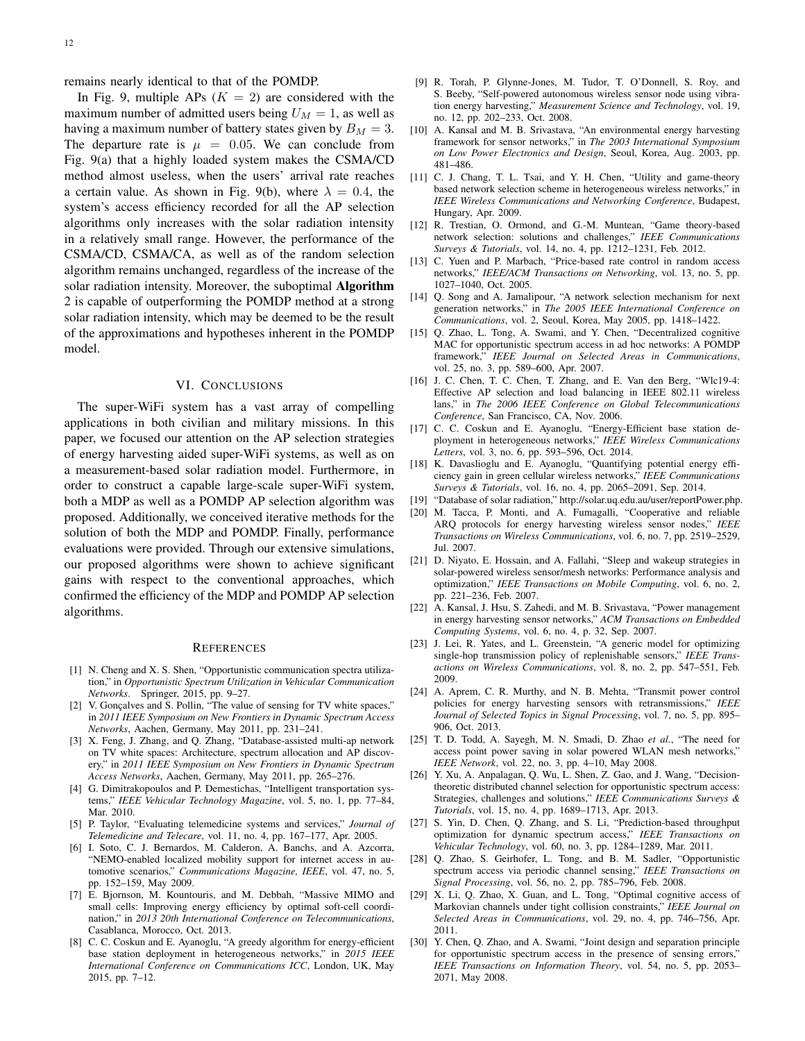remains nearly identical to that of the POMDP.

In Fig. 9, multiple APs ($K = 2$) are considered with the maximum number of admitted users being $U_M = 1$, as well as having a maximum number of battery states given by $B_M = 3$. The departure rate is $\mu = 0.05$. We can conclude from Fig. 9(a) that a highly loaded system makes the CSMA/CD method almost useless, when the users' arrival rate reaches a certain value. As shown in Fig. 9(b), where $\lambda = 0.4$, the system's access efficiency recorded for all the AP selection algorithms only increases with the solar radiation intensity in a relatively small range. However, the performance of the CSMA/CD, CSMA/CA, as well as of the random selection algorithm remains unchanged, regardless of the increase of the solar radiation intensity. Moreover, the suboptimal **Algorithm** 2 is capable of outperforming the POMDP method at a strong solar radiation intensity, which may be deemed to be the result of the approximations and hypotheses inherent in the POMDP model.

## VI. Conclusions

The super-WiFi system has a vast array of compelling applications in both civilian and military missions. In this paper, we focused our attention on the AP selection strategies of energy harvesting aided super-WiFi systems, as well as on a measurement-based solar radiation model. Furthermore, in order to construct a capable large-scale super-WiFi system, both a MDP as well as a POMDP AP selection algorithm was proposed. Additionally, we conceived iterative methods for the solution of both the MDP and POMDP. Finally, performance evaluations were provided. Through our extensive simulations, our proposed algorithms were shown to achieve significant gains with respect to the conventional approaches, which confirmed the efficiency of the MDP and POMDP AP selection algorithms.

## References

[1] N. Cheng and X. S. Shen, "Opportunistic communication spectra utilization," in *Opportunistic Spectrum Utilization in Vehicular Communication Networks*. Springer, 2015, pp. 9–27.

[2] V. Gonçalves and S. Pollin, "The value of sensing for TV white spaces," in *2011 IEEE Symposium on New Frontiers in Dynamic Spectrum Access Networks*, Aachen, Germany, May 2011, pp. 231–241.

[3] X. Feng, J. Zhang, and Q. Zhang, "Database-assisted multi-ap network on TV white spaces: Architecture, spectrum allocation and AP discovery," in *2011 IEEE Symposium on New Frontiers in Dynamic Spectrum Access Networks*, Aachen, Germany, May 2011, pp. 265–276.

[4] G. Dimitrakopoulos and P. Demestichas, "Intelligent transportation systems," *IEEE Vehicular Technology Magazine*, vol. 5, no. 1, pp. 77–84, Mar. 2010.

[5] P. Taylor, "Evaluating telemedicine systems and services," *Journal of Telemedicine and Telecare*, vol. 11, no. 4, pp. 167–177, Apr. 2005.

[6] I. Soto, C. J. Bernardos, M. Calderon, A. Banchs, and A. Azcorra, "NEMO-enabled localized mobility support for internet access in automotive scenarios," *Communications Magazine, IEEE*, vol. 47, no. 5, pp. 152–159, May 2009.

[7] E. Bjornson, M. Kountouris, and M. Debbah, "Massive MIMO and small cells: Improving energy efficiency by optimal soft-cell coordination," in *2013 20th International Conference on Telecommunications*, Casablanca, Morocco, Oct. 2013.

[8] C. C. Coskun and E. Ayanoglu, "A greedy algorithm for energy-efficient base station deployment in heterogeneous networks," in *2015 IEEE International Conference on Communications ICC*, London, UK, May 2015, pp. 7–12.

[9] R. Torah, P. Glynne-Jones, M. Tudor, T. O'Donnell, S. Roy, and S. Beeby, "Self-powered autonomous wireless sensor node using vibration energy harvesting," *Measurement Science and Technology*, vol. 19, no. 12, pp. 202–233, Oct. 2008.

[10] A. Kansal and M. B. Srivastava, "An environmental energy harvesting framework for sensor networks," in *The 2003 International Symposium on Low Power Electronics and Design*, Seoul, Korea, Aug. 2003, pp. 481–486.

[11] C. J. Chang, T. L. Tsai, and Y. H. Chen, "Utility and game-theory based network selection scheme in heterogeneous wireless networks," in *IEEE Wireless Communications and Networking Conference*, Budapest, Hungary, Apr. 2009.

[12] R. Trestian, O. Ormond, and G.-M. Muntean, "Game theory-based network selection: solutions and challenges," *IEEE Communications Surveys & Tutorials*, vol. 14, no. 4, pp. 1212–1231, Feb. 2012.

[13] C. Yuen and P. Marbach, "Price-based rate control in random access networks," *IEEE/ACM Transactions on Networking*, vol. 13, no. 5, pp. 1027–1040, Oct. 2005.

[14] Q. Song and A. Jamalipour, "A network selection mechanism for next generation networks," in *The 2005 IEEE International Conference on Communications*, vol. 2, Seoul, Korea, May 2005, pp. 1418–1422.

[15] Q. Zhao, L. Tong, A. Swami, and Y. Chen, "Decentralized cognitive MAC for opportunistic spectrum access in ad hoc networks: A POMDP framework," *IEEE Journal on Selected Areas in Communications*, vol. 25, no. 3, pp. 589–600, Apr. 2007.

[16] J. C. Chen, T. C. Chen, T. Zhang, and E. Van den Berg, "Wlc19-4: Effective AP selection and load balancing in IEEE 802.11 wireless lans," in *The 2006 IEEE Conference on Global Telecommunications Conference*, San Francisco, CA, Nov. 2006.

[17] C. C. Coskun and E. Ayanoglu, "Energy-Efficient base station deployment in heterogeneous networks," *IEEE Wireless Communications Letters*, vol. 3, no. 6, pp. 593–596, Oct. 2014.

[18] K. Davaslioglu and E. Ayanoglu, "Quantifying potential energy efficiency gain in green cellular wireless networks," *IEEE Communications Surveys & Tutorials*, vol. 16, no. 4, pp. 2065–2091, Sep. 2014.

[19] "Database of solar radiation," http://solar.uq.edu.au/user/reportPower.php.

[20] M. Tacca, P. Monti, and A. Fumagalli, "Cooperative and reliable ARQ protocols for energy harvesting wireless sensor nodes," *IEEE Transactions on Wireless Communications*, vol. 6, no. 7, pp. 2519–2529, Jul. 2007.

[21] D. Niyato, E. Hossain, and A. Fallahi, "Sleep and wakeup strategies in solar-powered wireless sensor/mesh networks: Performance analysis and optimization," *IEEE Transactions on Mobile Computing*, vol. 6, no. 2, pp. 221–236, Feb. 2007.

[22] A. Kansal, J. Hsu, S. Zahedi, and M. B. Srivastava, "Power management in energy harvesting sensor networks," *ACM Transactions on Embedded Computing Systems*, vol. 6, no. 4, p. 32, Sep. 2007.

[23] J. Lei, R. Yates, and L. Greenstein, "A generic model for optimizing single-hop transmission policy of replenishable sensors," *IEEE Transactions on Wireless Communications*, vol. 8, no. 2, pp. 547–551, Feb. 2009.

[24] A. Aprem, C. R. Murthy, and N. B. Mehta, "Transmit power control policies for energy harvesting sensors with retransmissions," *IEEE Journal of Selected Topics in Signal Processing*, vol. 7, no. 5, pp. 895–906, Oct. 2013.

[25] T. D. Todd, A. Sayegh, M. N. Smadi, D. Zhao *et al.*, "The need for access point power saving in solar powered WLAN mesh networks," *IEEE Network*, vol. 22, no. 3, pp. 4–10, May 2008.

[26] Y. Xu, A. Anpalagan, Q. Wu, L. Shen, Z. Gao, and J. Wang, "Decision-theoretic distributed channel selection for opportunistic spectrum access: Strategies, challenges and solutions," *IEEE Communications Surveys & Tutorials*, vol. 15, no. 4, pp. 1689–1713, Apr. 2013.

[27] S. Yin, D. Chen, Q. Zhang, and S. Li, "Prediction-based throughput optimization for dynamic spectrum access," *IEEE Transactions on Vehicular Technology*, vol. 60, no. 3, pp. 1284–1289, Mar. 2011.

[28] Q. Zhao, S. Geirhofer, L. Tong, and B. M. Sadler, "Opportunistic spectrum access via periodic channel sensing," *IEEE Transactions on Signal Processing*, vol. 56, no. 2, pp. 785–796, Feb. 2008.

[29] X. Li, Q. Zhao, X. Guan, and L. Tong, "Optimal cognitive access of Markovian channels under tight collision constraints," *IEEE Journal on Selected Areas in Communications*, vol. 29, no. 4, pp. 746–756, Apr. 2011.

[30] Y. Chen, Q. Zhao, and A. Swami, "Joint design and separation principle for opportunistic spectrum access in the presence of sensing errors," *IEEE Transactions on Information Theory*, vol. 54, no. 5, pp. 2053–2071, May 2008.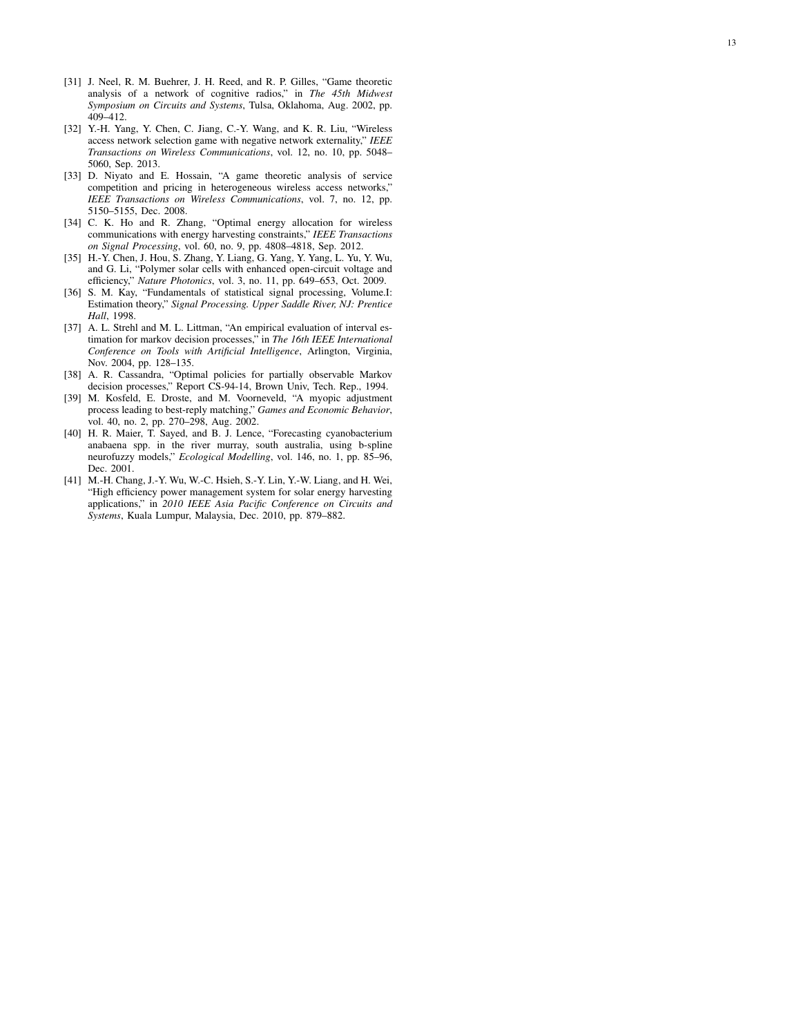[31] J. Neel, R. M. Buehrer, J. H. Reed, and R. P. Gilles, "Game theoretic analysis of a network of cognitive radios," in *The 45th Midwest Symposium on Circuits and Systems*, Tulsa, Oklahoma, Aug. 2002, pp. 409–412.

[32] Y.-H. Yang, Y. Chen, C. Jiang, C.-Y. Wang, and K. R. Liu, "Wireless access network selection game with negative network externality," *IEEE Transactions on Wireless Communications*, vol. 12, no. 10, pp. 5048–5060, Sep. 2013.

[33] D. Niyato and E. Hossain, "A game theoretic analysis of service competition and pricing in heterogeneous wireless access networks," *IEEE Transactions on Wireless Communications*, vol. 7, no. 12, pp. 5150–5155, Dec. 2008.

[34] C. K. Ho and R. Zhang, "Optimal energy allocation for wireless communications with energy harvesting constraints," *IEEE Transactions on Signal Processing*, vol. 60, no. 9, pp. 4808–4818, Sep. 2012.

[35] H.-Y. Chen, J. Hou, S. Zhang, Y. Liang, G. Yang, Y. Yang, L. Yu, Y. Wu, and G. Li, "Polymer solar cells with enhanced open-circuit voltage and efficiency," *Nature Photonics*, vol. 3, no. 11, pp. 649–653, Oct. 2009.

[36] S. M. Kay, "Fundamentals of statistical signal processing, Volume.I: Estimation theory," *Signal Processing. Upper Saddle River, NJ: Prentice Hall*, 1998.

[37] A. L. Strehl and M. L. Littman, "An empirical evaluation of interval estimation for markov decision processes," in *The 16th IEEE International Conference on Tools with Artificial Intelligence*, Arlington, Virginia, Nov. 2004, pp. 128–135.

[38] A. R. Cassandra, "Optimal policies for partially observable Markov decision processes," Report CS-94-14, Brown Univ, Tech. Rep., 1994.

[39] M. Kosfeld, E. Droste, and M. Voorneveld, "A myopic adjustment process leading to best-reply matching," *Games and Economic Behavior*, vol. 40, no. 2, pp. 270–298, Aug. 2002.

[40] H. R. Maier, T. Sayed, and B. J. Lence, "Forecasting cyanobacterium anabaena spp. in the river murray, south australia, using b-spline neurofuzzy models," *Ecological Modelling*, vol. 146, no. 1, pp. 85–96, Dec. 2001.

[41] M.-H. Chang, J.-Y. Wu, W.-C. Hsieh, S.-Y. Lin, Y.-W. Liang, and H. Wei, "High efficiency power management system for solar energy harvesting applications," in *2010 IEEE Asia Pacific Conference on Circuits and Systems*, Kuala Lumpur, Malaysia, Dec. 2010, pp. 879–882.